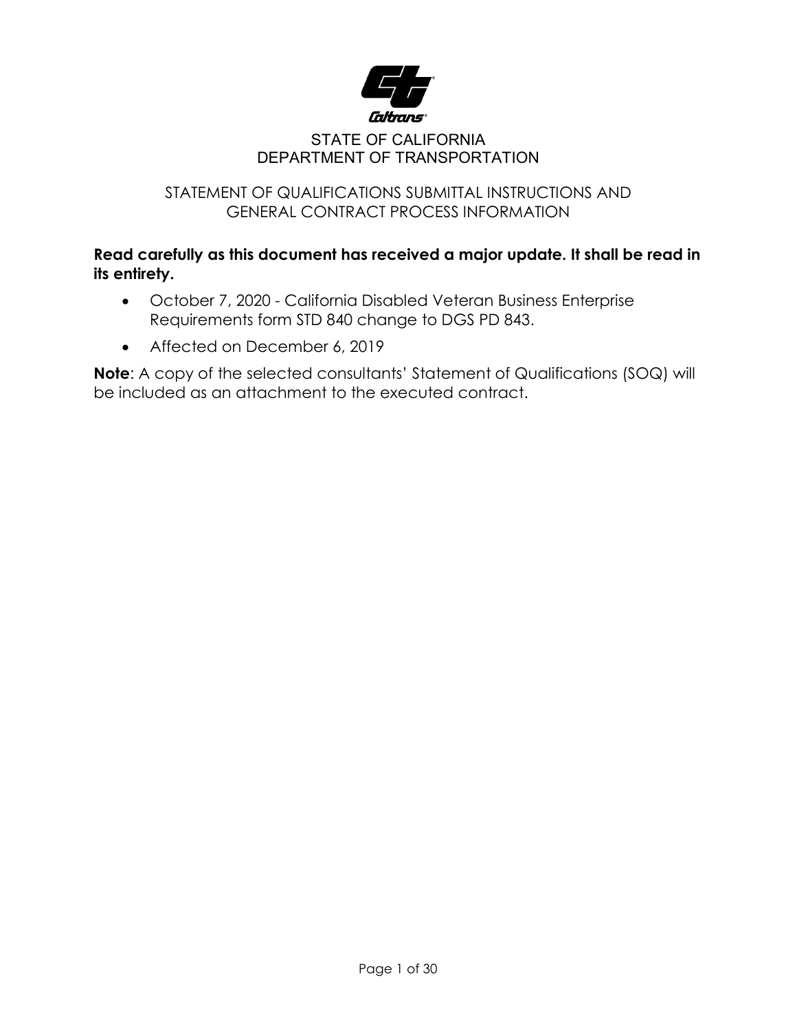STATE OF CALIFORNIA
DEPARTMENT OF TRANSPORTATION

# STATEMENT OF QUALIFICATIONS SUBMITTAL INSTRUCTIONS AND GENERAL CONTRACT PROCESS INFORMATION

**Read carefully as this document has received a major update. It shall be read in its entirety.**

- October 7, 2020 - California Disabled Veteran Business Enterprise Requirements form STD 840 change to DGS PD 843.
- Affected on December 6, 2019

**Note**: A copy of the selected consultants' Statement of Qualifications (SOQ) will be included as an attachment to the executed contract.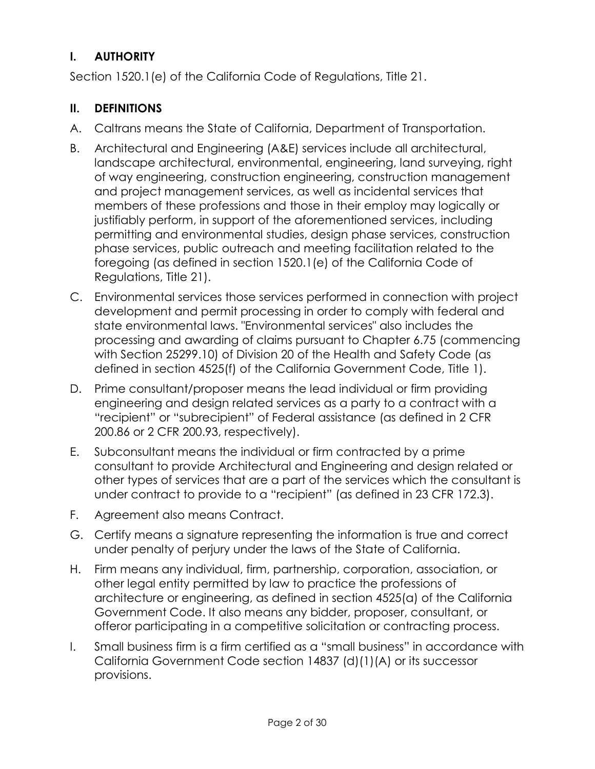## I. AUTHORITY

Section 1520.1(e) of the California Code of Regulations, Title 21.

## II. DEFINITIONS

A. Caltrans means the State of California, Department of Transportation.

B. Architectural and Engineering (A&E) services include all architectural, landscape architectural, environmental, engineering, land surveying, right of way engineering, construction engineering, construction management and project management services, as well as incidental services that members of these professions and those in their employ may logically or justifiably perform, in support of the aforementioned services, including permitting and environmental studies, design phase services, construction phase services, public outreach and meeting facilitation related to the foregoing (as defined in section 1520.1(e) of the California Code of Regulations, Title 21).

C. Environmental services those services performed in connection with project development and permit processing in order to comply with federal and state environmental laws. "Environmental services" also includes the processing and awarding of claims pursuant to Chapter 6.75 (commencing with Section 25299.10) of Division 20 of the Health and Safety Code (as defined in section 4525(f) of the California Government Code, Title 1).

D. Prime consultant/proposer means the lead individual or firm providing engineering and design related services as a party to a contract with a "recipient" or "subrecipient" of Federal assistance (as defined in 2 CFR 200.86 or 2 CFR 200.93, respectively).

E. Subconsultant means the individual or firm contracted by a prime consultant to provide Architectural and Engineering and design related or other types of services that are a part of the services which the consultant is under contract to provide to a "recipient" (as defined in 23 CFR 172.3).

F. Agreement also means Contract.

G. Certify means a signature representing the information is true and correct under penalty of perjury under the laws of the State of California.

H. Firm means any individual, firm, partnership, corporation, association, or other legal entity permitted by law to practice the professions of architecture or engineering, as defined in section 4525(a) of the California Government Code. It also means any bidder, proposer, consultant, or offeror participating in a competitive solicitation or contracting process.

I. Small business firm is a firm certified as a "small business" in accordance with California Government Code section 14837 (d)(1)(A) or its successor provisions.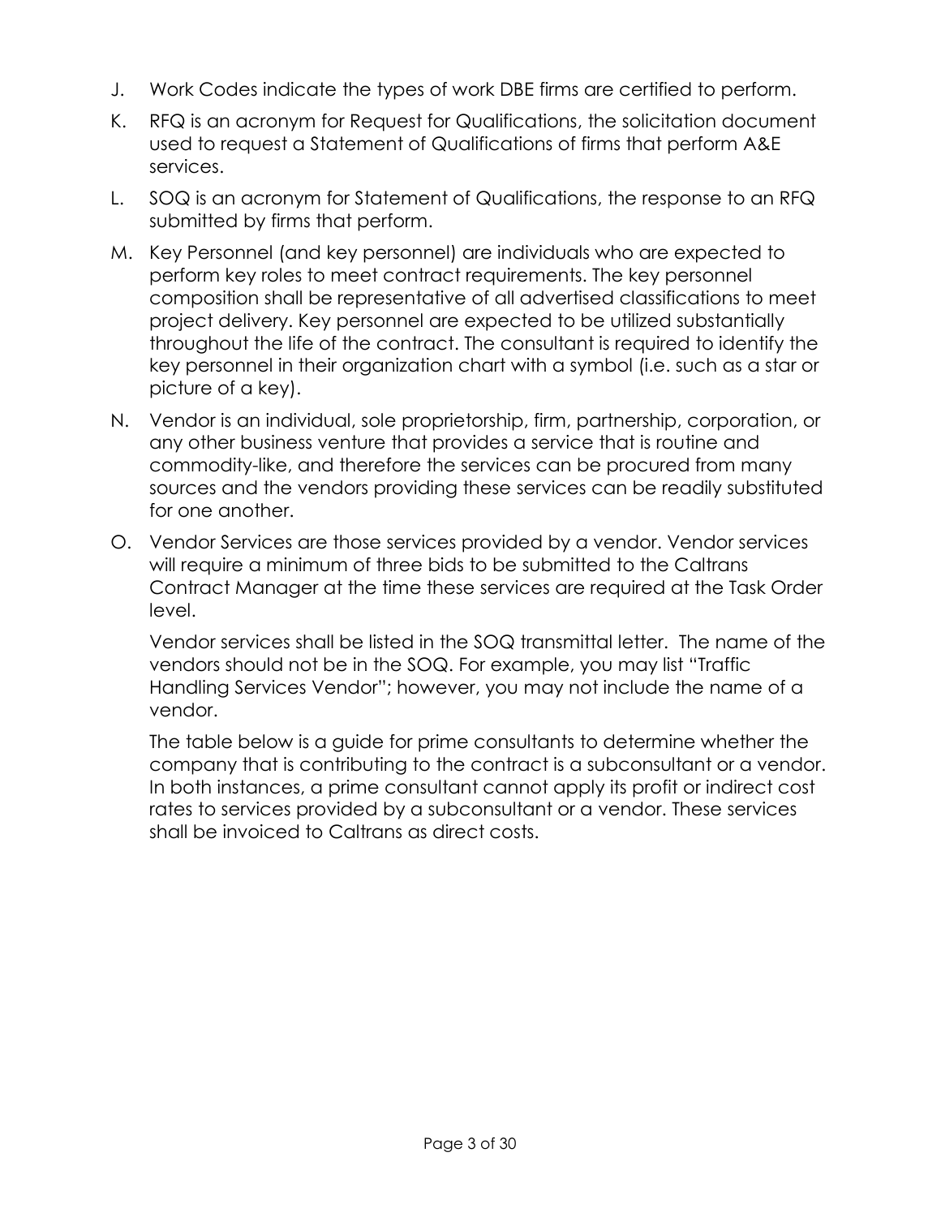J. Work Codes indicate the types of work DBE firms are certified to perform.

K. RFQ is an acronym for Request for Qualifications, the solicitation document used to request a Statement of Qualifications of firms that perform A&E services.

L. SOQ is an acronym for Statement of Qualifications, the response to an RFQ submitted by firms that perform.

M. Key Personnel (and key personnel) are individuals who are expected to perform key roles to meet contract requirements. The key personnel composition shall be representative of all advertised classifications to meet project delivery. Key personnel are expected to be utilized substantially throughout the life of the contract. The consultant is required to identify the key personnel in their organization chart with a symbol (i.e. such as a star or picture of a key).

N. Vendor is an individual, sole proprietorship, firm, partnership, corporation, or any other business venture that provides a service that is routine and commodity-like, and therefore the services can be procured from many sources and the vendors providing these services can be readily substituted for one another.

O. Vendor Services are those services provided by a vendor. Vendor services will require a minimum of three bids to be submitted to the Caltrans Contract Manager at the time these services are required at the Task Order level.

   Vendor services shall be listed in the SOQ transmittal letter. The name of the vendors should not be in the SOQ. For example, you may list "Traffic Handling Services Vendor"; however, you may not include the name of a vendor.

   The table below is a guide for prime consultants to determine whether the company that is contributing to the contract is a subconsultant or a vendor. In both instances, a prime consultant cannot apply its profit or indirect cost rates to services provided by a subconsultant or a vendor. These services shall be invoiced to Caltrans as direct costs.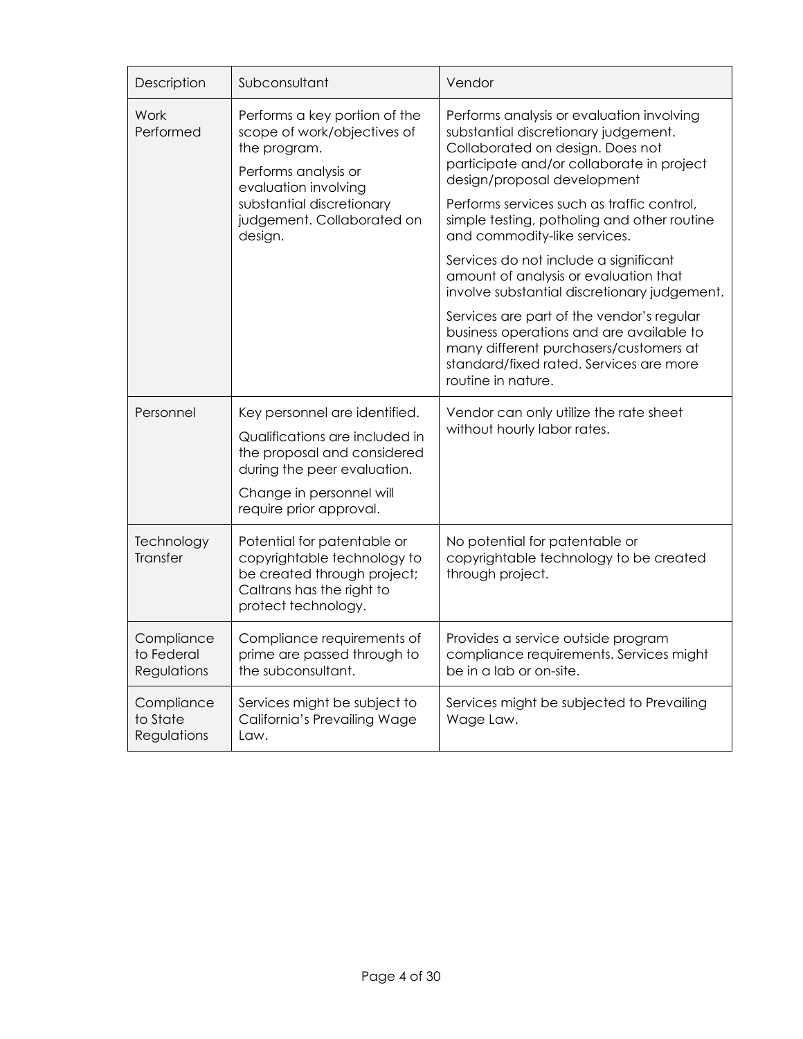| Description | Subconsultant | Vendor |
| --- | --- | --- |
| Work Performed | Performs a key portion of the scope of work/objectives of the program.<br><br>Performs analysis or evaluation involving substantial discretionary judgement. Collaborated on design. | Performs analysis or evaluation involving substantial discretionary judgement. Collaborated on design. Does not participate and/or collaborate in project design/proposal development<br><br>Performs services such as traffic control, simple testing, potholing and other routine and commodity-like services.<br><br>Services do not include a significant amount of analysis or evaluation that involve substantial discretionary judgement.<br><br>Services are part of the vendor's regular business operations and are available to many different purchasers/customers at standard/fixed rated. Services are more routine in nature. |
| Personnel | Key personnel are identified.<br><br>Qualifications are included in the proposal and considered during the peer evaluation.<br><br>Change in personnel will require prior approval. | Vendor can only utilize the rate sheet without hourly labor rates. |
| Technology Transfer | Potential for patentable or copyrightable technology to be created through project; Caltrans has the right to protect technology. | No potential for patentable or copyrightable technology to be created through project. |
| Compliance to Federal Regulations | Compliance requirements of prime are passed through to the subconsultant. | Provides a service outside program compliance requirements. Services might be in a lab or on-site. |
| Compliance to State Regulations | Services might be subject to California's Prevailing Wage Law. | Services might be subjected to Prevailing Wage Law. |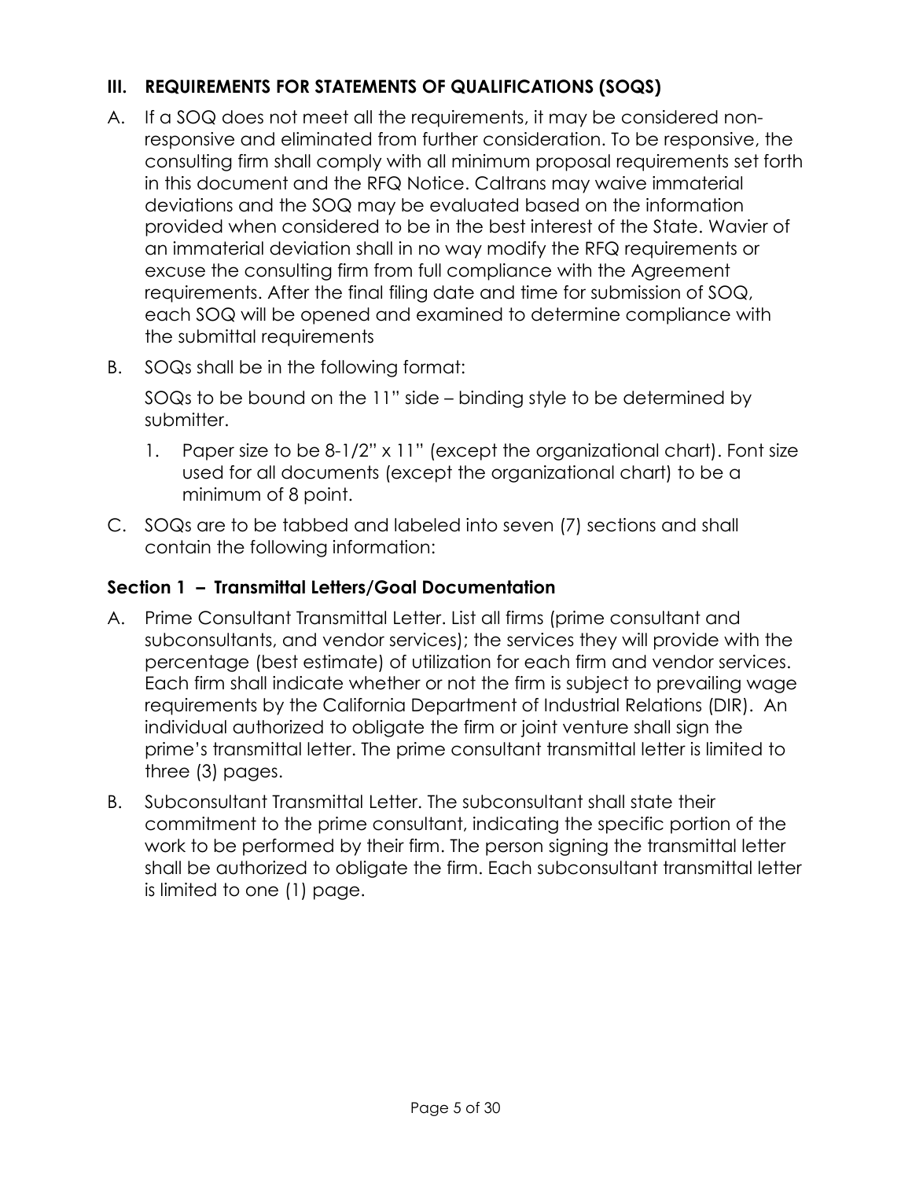## III. REQUIREMENTS FOR STATEMENTS OF QUALIFICATIONS (SOQS)

A. If a SOQ does not meet all the requirements, it may be considered non-responsive and eliminated from further consideration. To be responsive, the consulting firm shall comply with all minimum proposal requirements set forth in this document and the RFQ Notice. Caltrans may waive immaterial deviations and the SOQ may be evaluated based on the information provided when considered to be in the best interest of the State. Wavier of an immaterial deviation shall in no way modify the RFQ requirements or excuse the consulting firm from full compliance with the Agreement requirements. After the final filing date and time for submission of SOQ, each SOQ will be opened and examined to determine compliance with the submittal requirements

B. SOQs shall be in the following format:

   SOQs to be bound on the 11" side – binding style to be determined by submitter.

   1. Paper size to be 8-1/2" x 11" (except the organizational chart). Font size used for all documents (except the organizational chart) to be a minimum of 8 point.

C. SOQs are to be tabbed and labeled into seven (7) sections and shall contain the following information:

### Section 1 – Transmittal Letters/Goal Documentation

A. Prime Consultant Transmittal Letter. List all firms (prime consultant and subconsultants, and vendor services); the services they will provide with the percentage (best estimate) of utilization for each firm and vendor services. Each firm shall indicate whether or not the firm is subject to prevailing wage requirements by the California Department of Industrial Relations (DIR). An individual authorized to obligate the firm or joint venture shall sign the prime's transmittal letter. The prime consultant transmittal letter is limited to three (3) pages.

B. Subconsultant Transmittal Letter. The subconsultant shall state their commitment to the prime consultant, indicating the specific portion of the work to be performed by their firm. The person signing the transmittal letter shall be authorized to obligate the firm. Each subconsultant transmittal letter is limited to one (1) page.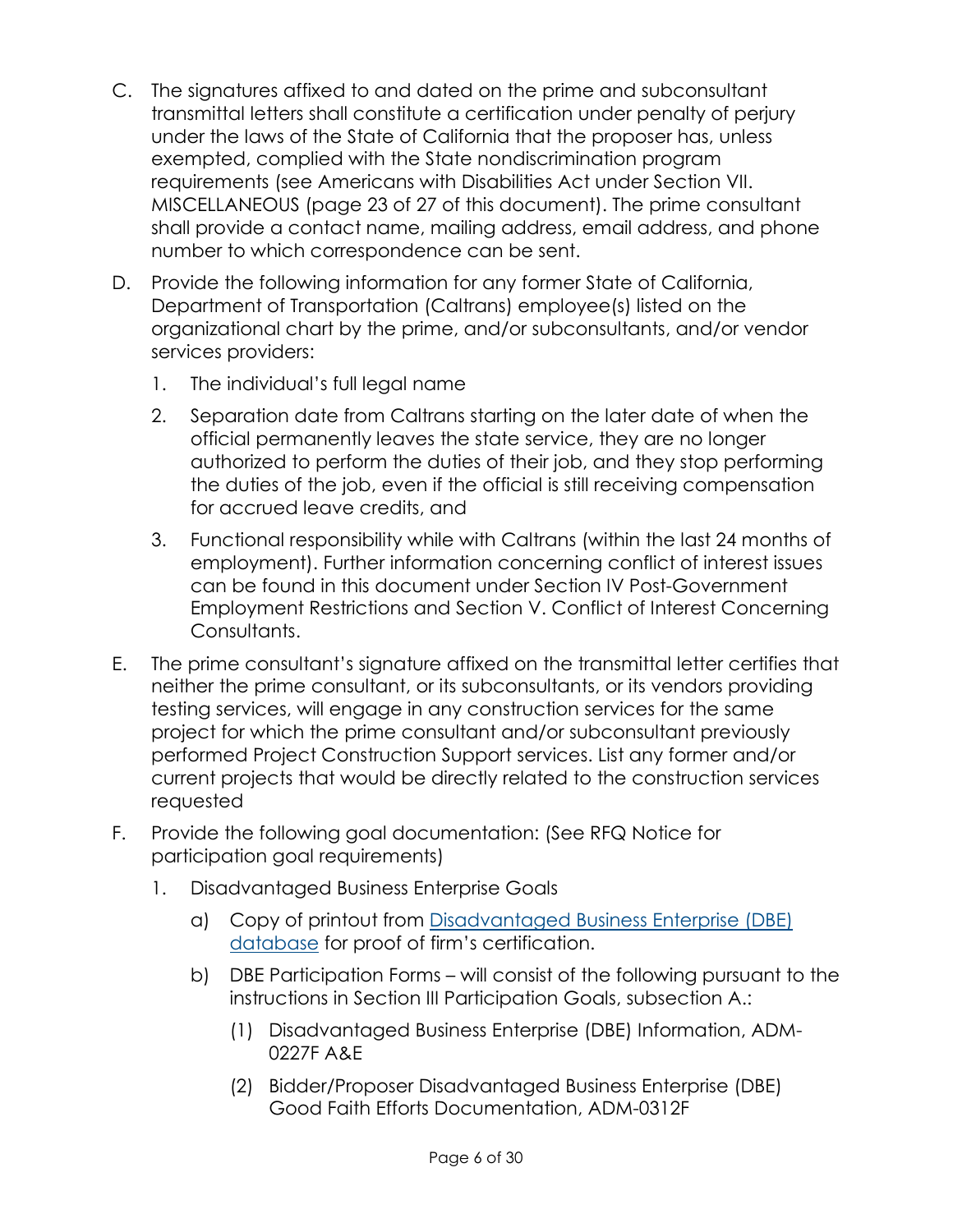C. The signatures affixed to and dated on the prime and subconsultant transmittal letters shall constitute a certification under penalty of perjury under the laws of the State of California that the proposer has, unless exempted, complied with the State nondiscrimination program requirements (see Americans with Disabilities Act under Section VII. MISCELLANEOUS (page 23 of 27 of this document). The prime consultant shall provide a contact name, mailing address, email address, and phone number to which correspondence can be sent.

D. Provide the following information for any former State of California, Department of Transportation (Caltrans) employee(s) listed on the organizational chart by the prime, and/or subconsultants, and/or vendor services providers:

   1. The individual's full legal name
   2. Separation date from Caltrans starting on the later date of when the official permanently leaves the state service, they are no longer authorized to perform the duties of their job, and they stop performing the duties of the job, even if the official is still receiving compensation for accrued leave credits, and
   3. Functional responsibility while with Caltrans (within the last 24 months of employment). Further information concerning conflict of interest issues can be found in this document under Section IV Post-Government Employment Restrictions and Section V. Conflict of Interest Concerning Consultants.

E. The prime consultant's signature affixed on the transmittal letter certifies that neither the prime consultant, or its subconsultants, or its vendors providing testing services, will engage in any construction services for the same project for which the prime consultant and/or subconsultant previously performed Project Construction Support services. List any former and/or current projects that would be directly related to the construction services requested

F. Provide the following goal documentation: (See RFQ Notice for participation goal requirements)

   1. Disadvantaged Business Enterprise Goals
      a) Copy of printout from Disadvantaged Business Enterprise (DBE) database for proof of firm's certification.
      b) DBE Participation Forms – will consist of the following pursuant to the instructions in Section III Participation Goals, subsection A.:
         (1) Disadvantaged Business Enterprise (DBE) Information, ADM-0227F A&E
         (2) Bidder/Proposer Disadvantaged Business Enterprise (DBE) Good Faith Efforts Documentation, ADM-0312F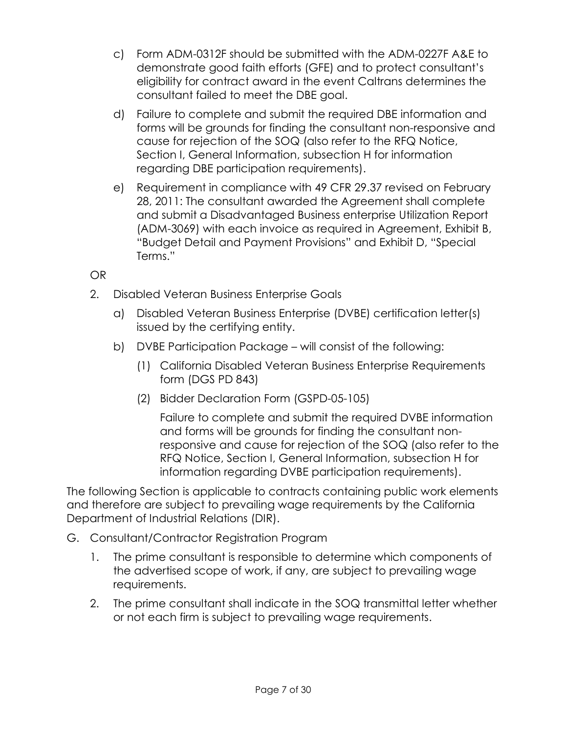c) Form ADM-0312F should be submitted with the ADM-0227F A&E to demonstrate good faith efforts (GFE) and to protect consultant's eligibility for contract award in the event Caltrans determines the consultant failed to meet the DBE goal.

d) Failure to complete and submit the required DBE information and forms will be grounds for finding the consultant non-responsive and cause for rejection of the SOQ (also refer to the RFQ Notice, Section I, General Information, subsection H for information regarding DBE participation requirements).

e) Requirement in compliance with 49 CFR 29.37 revised on February 28, 2011: The consultant awarded the Agreement shall complete and submit a Disadvantaged Business enterprise Utilization Report (ADM-3069) with each invoice as required in Agreement, Exhibit B, "Budget Detail and Payment Provisions" and Exhibit D, "Special Terms."

OR

2. Disabled Veteran Business Enterprise Goals

   a) Disabled Veteran Business Enterprise (DVBE) certification letter(s) issued by the certifying entity.

   b) DVBE Participation Package – will consist of the following:

      (1) California Disabled Veteran Business Enterprise Requirements form (DGS PD 843)

      (2) Bidder Declaration Form (GSPD-05-105)

      Failure to complete and submit the required DVBE information and forms will be grounds for finding the consultant non-responsive and cause for rejection of the SOQ (also refer to the RFQ Notice, Section I, General Information, subsection H for information regarding DVBE participation requirements).

The following Section is applicable to contracts containing public work elements and therefore are subject to prevailing wage requirements by the California Department of Industrial Relations (DIR).

G. Consultant/Contractor Registration Program

   1. The prime consultant is responsible to determine which components of the advertised scope of work, if any, are subject to prevailing wage requirements.

   2. The prime consultant shall indicate in the SOQ transmittal letter whether or not each firm is subject to prevailing wage requirements.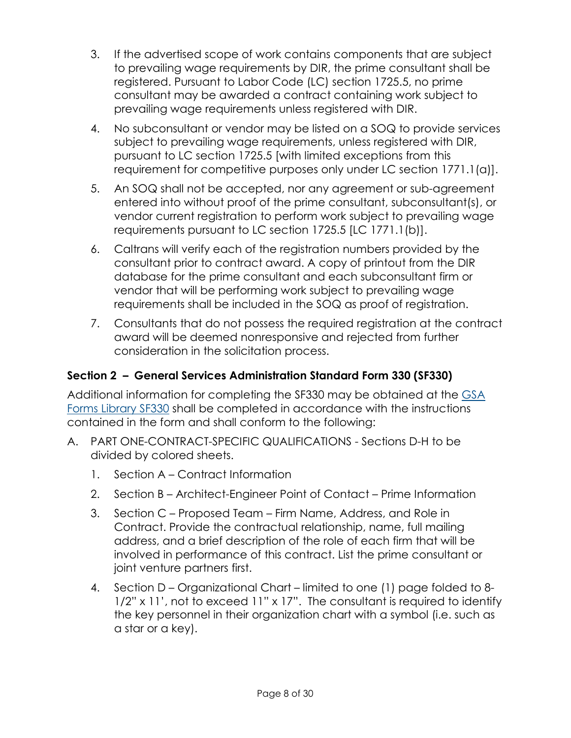3. If the advertised scope of work contains components that are subject to prevailing wage requirements by DIR, the prime consultant shall be registered. Pursuant to Labor Code (LC) section 1725.5, no prime consultant may be awarded a contract containing work subject to prevailing wage requirements unless registered with DIR.

4. No subconsultant or vendor may be listed on a SOQ to provide services subject to prevailing wage requirements, unless registered with DIR, pursuant to LC section 1725.5 [with limited exceptions from this requirement for competitive purposes only under LC section 1771.1(a)].

5. An SOQ shall not be accepted, nor any agreement or sub-agreement entered into without proof of the prime consultant, subconsultant(s), or vendor current registration to perform work subject to prevailing wage requirements pursuant to LC section 1725.5 [LC 1771.1(b)].

6. Caltrans will verify each of the registration numbers provided by the consultant prior to contract award. A copy of printout from the DIR database for the prime consultant and each subconsultant firm or vendor that will be performing work subject to prevailing wage requirements shall be included in the SOQ as proof of registration.

7. Consultants that do not possess the required registration at the contract award will be deemed nonresponsive and rejected from further consideration in the solicitation process.

### Section 2 – General Services Administration Standard Form 330 (SF330)

Additional information for completing the SF330 may be obtained at the [GSA Forms Library SF330](#) shall be completed in accordance with the instructions contained in the form and shall conform to the following:

A. PART ONE-CONTRACT-SPECIFIC QUALIFICATIONS - Sections D-H to be divided by colored sheets.

   1. Section A – Contract Information
   2. Section B – Architect-Engineer Point of Contact – Prime Information
   3. Section C – Proposed Team – Firm Name, Address, and Role in Contract. Provide the contractual relationship, name, full mailing address, and a brief description of the role of each firm that will be involved in performance of this contract. List the prime consultant or joint venture partners first.
   4. Section D – Organizational Chart – limited to one (1) page folded to 8-1/2" x 11', not to exceed 11" x 17". The consultant is required to identify the key personnel in their organization chart with a symbol (i.e. such as a star or a key).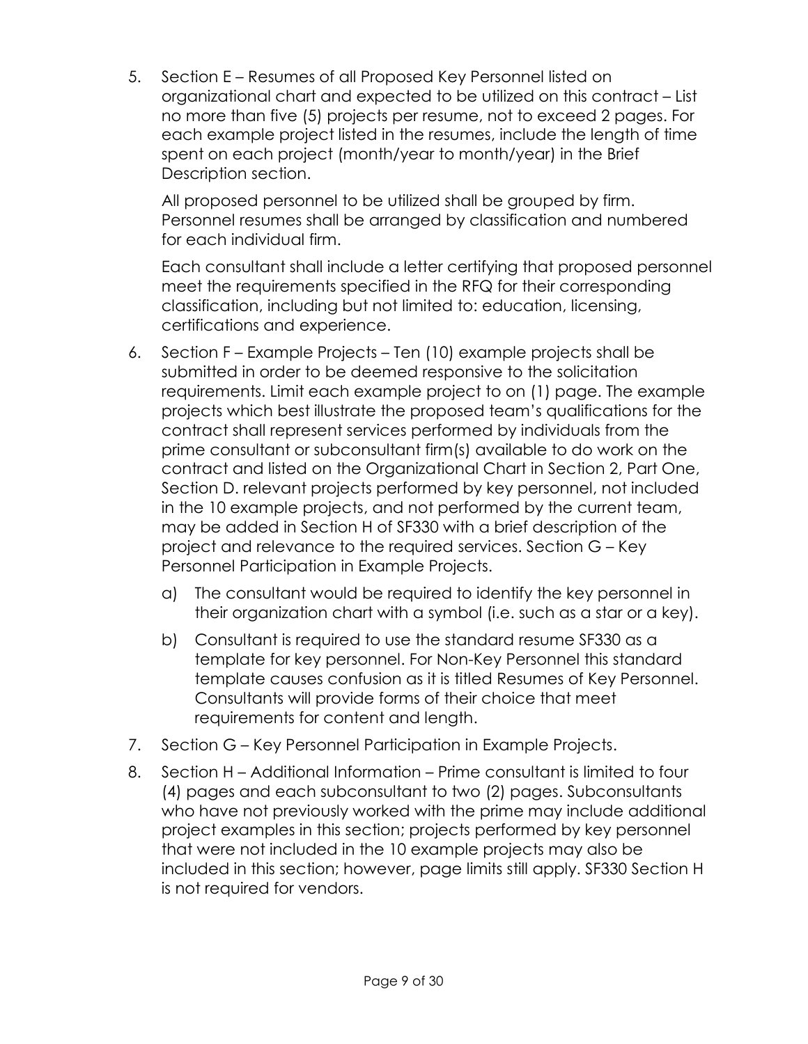5. Section E – Resumes of all Proposed Key Personnel listed on organizational chart and expected to be utilized on this contract – List no more than five (5) projects per resume, not to exceed 2 pages. For each example project listed in the resumes, include the length of time spent on each project (month/year to month/year) in the Brief Description section.

   All proposed personnel to be utilized shall be grouped by firm. Personnel resumes shall be arranged by classification and numbered for each individual firm.

   Each consultant shall include a letter certifying that proposed personnel meet the requirements specified in the RFQ for their corresponding classification, including but not limited to: education, licensing, certifications and experience.

6. Section F – Example Projects – Ten (10) example projects shall be submitted in order to be deemed responsive to the solicitation requirements. Limit each example project to on (1) page. The example projects which best illustrate the proposed team's qualifications for the contract shall represent services performed by individuals from the prime consultant or subconsultant firm(s) available to do work on the contract and listed on the Organizational Chart in Section 2, Part One, Section D. relevant projects performed by key personnel, not included in the 10 example projects, and not performed by the current team, may be added in Section H of SF330 with a brief description of the project and relevance to the required services. Section G – Key Personnel Participation in Example Projects.

   a) The consultant would be required to identify the key personnel in their organization chart with a symbol (i.e. such as a star or a key).

   b) Consultant is required to use the standard resume SF330 as a template for key personnel. For Non-Key Personnel this standard template causes confusion as it is titled Resumes of Key Personnel. Consultants will provide forms of their choice that meet requirements for content and length.

7. Section G – Key Personnel Participation in Example Projects.

8. Section H – Additional Information – Prime consultant is limited to four (4) pages and each subconsultant to two (2) pages. Subconsultants who have not previously worked with the prime may include additional project examples in this section; projects performed by key personnel that were not included in the 10 example projects may also be included in this section; however, page limits still apply. SF330 Section H is not required for vendors.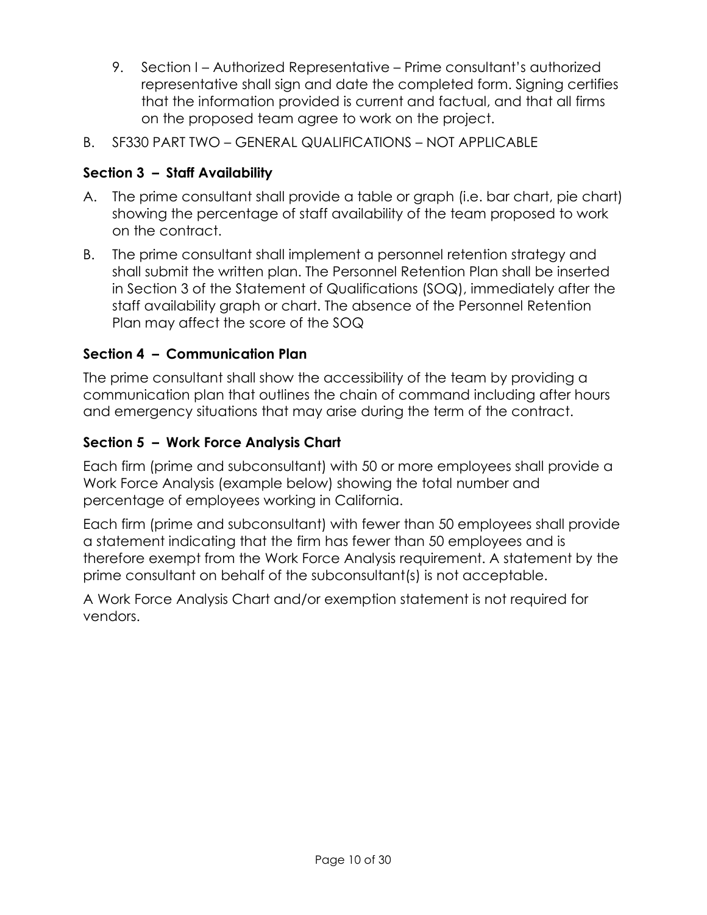9. Section I – Authorized Representative – Prime consultant's authorized representative shall sign and date the completed form. Signing certifies that the information provided is current and factual, and that all firms on the proposed team agree to work on the project.

B. SF330 PART TWO – GENERAL QUALIFICATIONS – NOT APPLICABLE

### Section 3 – Staff Availability

A. The prime consultant shall provide a table or graph (i.e. bar chart, pie chart) showing the percentage of staff availability of the team proposed to work on the contract.

B. The prime consultant shall implement a personnel retention strategy and shall submit the written plan. The Personnel Retention Plan shall be inserted in Section 3 of the Statement of Qualifications (SOQ), immediately after the staff availability graph or chart. The absence of the Personnel Retention Plan may affect the score of the SOQ

### Section 4 – Communication Plan

The prime consultant shall show the accessibility of the team by providing a communication plan that outlines the chain of command including after hours and emergency situations that may arise during the term of the contract.

### Section 5 – Work Force Analysis Chart

Each firm (prime and subconsultant) with 50 or more employees shall provide a Work Force Analysis (example below) showing the total number and percentage of employees working in California.

Each firm (prime and subconsultant) with fewer than 50 employees shall provide a statement indicating that the firm has fewer than 50 employees and is therefore exempt from the Work Force Analysis requirement. A statement by the prime consultant on behalf of the subconsultant(s) is not acceptable.

A Work Force Analysis Chart and/or exemption statement is not required for vendors.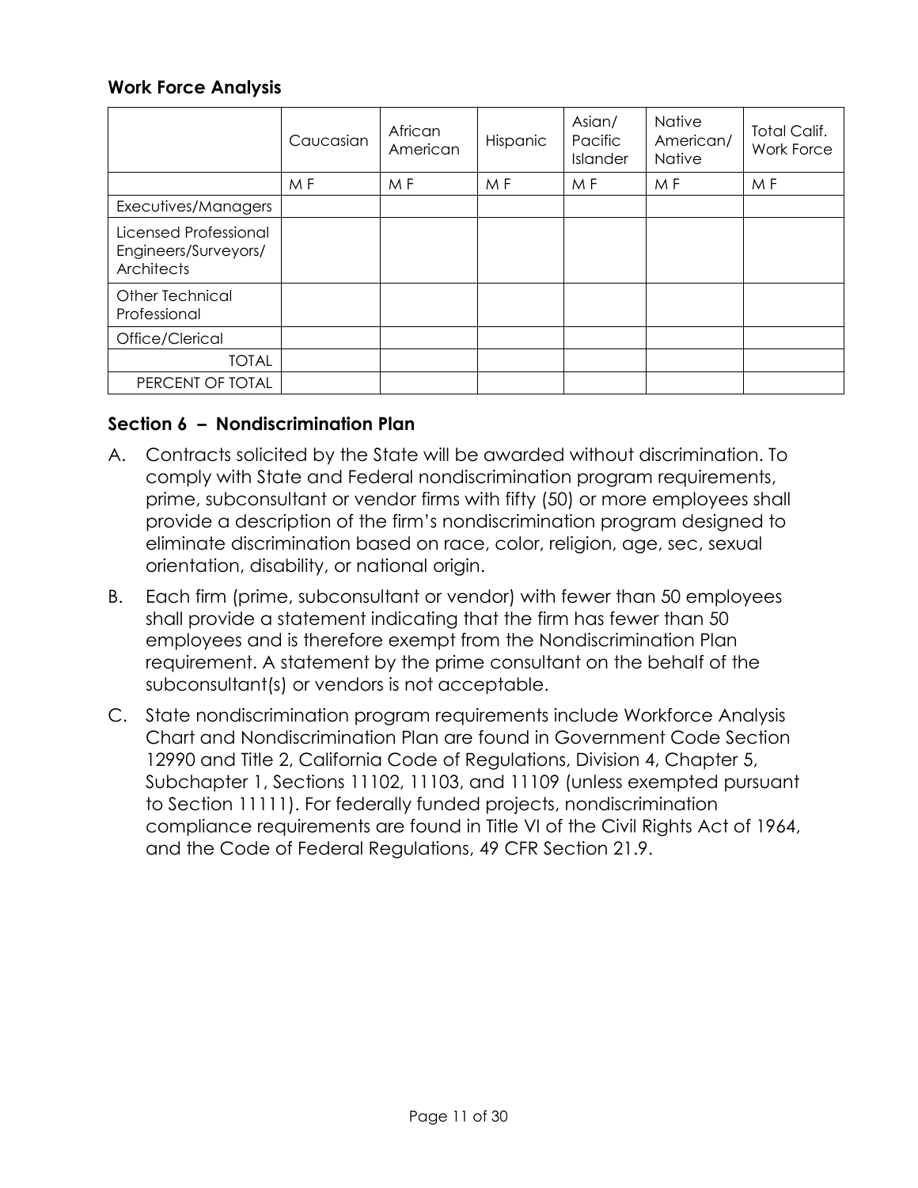### Work Force Analysis

| | Caucasian | African American | Hispanic | Asian/ Pacific Islander | Native American/ Native | Total Calif. Work Force |
|---|---|---|---|---|---|---|
| | M F | M F | M F | M F | M F | M F |
| Executives/Managers | | | | | | |
| Licensed Professional Engineers/Surveyors/ Architects | | | | | | |
| Other Technical Professional | | | | | | |
| Office/Clerical | | | | | | |
| TOTAL | | | | | | |
| PERCENT OF TOTAL | | | | | | |

### Section 6 – Nondiscrimination Plan

A. Contracts solicited by the State will be awarded without discrimination. To comply with State and Federal nondiscrimination program requirements, prime, subconsultant or vendor firms with fifty (50) or more employees shall provide a description of the firm's nondiscrimination program designed to eliminate discrimination based on race, color, religion, age, sec, sexual orientation, disability, or national origin.

B. Each firm (prime, subconsultant or vendor) with fewer than 50 employees shall provide a statement indicating that the firm has fewer than 50 employees and is therefore exempt from the Nondiscrimination Plan requirement. A statement by the prime consultant on the behalf of the subconsultant(s) or vendors is not acceptable.

C. State nondiscrimination program requirements include Workforce Analysis Chart and Nondiscrimination Plan are found in Government Code Section 12990 and Title 2, California Code of Regulations, Division 4, Chapter 5, Subchapter 1, Sections 11102, 11103, and 11109 (unless exempted pursuant to Section 11111). For federally funded projects, nondiscrimination compliance requirements are found in Title VI of the Civil Rights Act of 1964, and the Code of Federal Regulations, 49 CFR Section 21.9.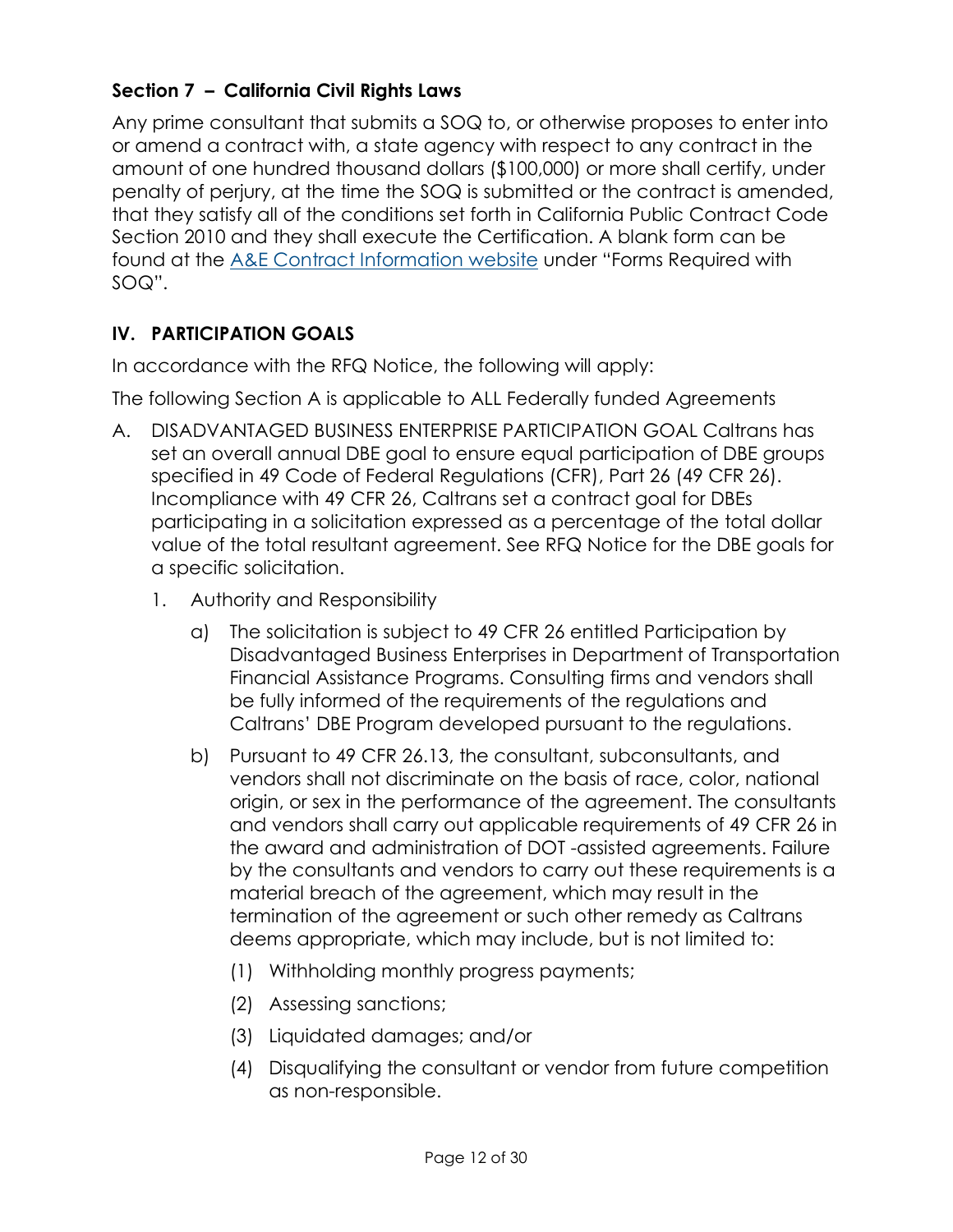### Section 7 – California Civil Rights Laws

Any prime consultant that submits a SOQ to, or otherwise proposes to enter into or amend a contract with, a state agency with respect to any contract in the amount of one hundred thousand dollars ($100,000) or more shall certify, under penalty of perjury, at the time the SOQ is submitted or the contract is amended, that they satisfy all of the conditions set forth in California Public Contract Code Section 2010 and they shall execute the Certification. A blank form can be found at the A&E Contract Information website under "Forms Required with SOQ".

## IV. PARTICIPATION GOALS

In accordance with the RFQ Notice, the following will apply:

The following Section A is applicable to ALL Federally funded Agreements

A. DISADVANTAGED BUSINESS ENTERPRISE PARTICIPATION GOAL Caltrans has set an overall annual DBE goal to ensure equal participation of DBE groups specified in 49 Code of Federal Regulations (CFR), Part 26 (49 CFR 26). Incompliance with 49 CFR 26, Caltrans set a contract goal for DBEs participating in a solicitation expressed as a percentage of the total dollar value of the total resultant agreement. See RFQ Notice for the DBE goals for a specific solicitation.

   1. Authority and Responsibility

      a) The solicitation is subject to 49 CFR 26 entitled Participation by Disadvantaged Business Enterprises in Department of Transportation Financial Assistance Programs. Consulting firms and vendors shall be fully informed of the requirements of the regulations and Caltrans' DBE Program developed pursuant to the regulations.

      b) Pursuant to 49 CFR 26.13, the consultant, subconsultants, and vendors shall not discriminate on the basis of race, color, national origin, or sex in the performance of the agreement. The consultants and vendors shall carry out applicable requirements of 49 CFR 26 in the award and administration of DOT -assisted agreements. Failure by the consultants and vendors to carry out these requirements is a material breach of the agreement, which may result in the termination of the agreement or such other remedy as Caltrans deems appropriate, which may include, but is not limited to:

         (1) Withholding monthly progress payments;

         (2) Assessing sanctions;

         (3) Liquidated damages; and/or

         (4) Disqualifying the consultant or vendor from future competition as non-responsible.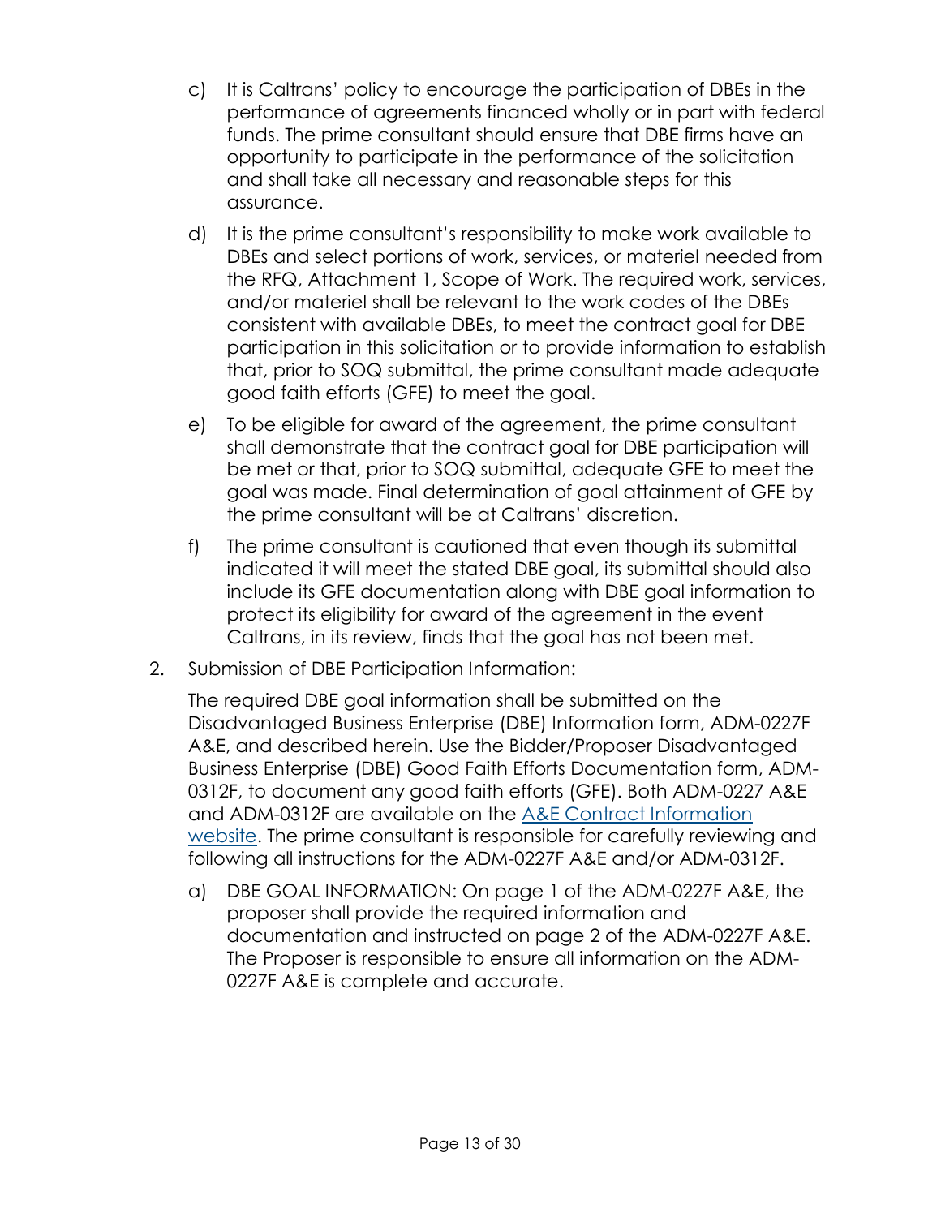c) It is Caltrans' policy to encourage the participation of DBEs in the performance of agreements financed wholly or in part with federal funds. The prime consultant should ensure that DBE firms have an opportunity to participate in the performance of the solicitation and shall take all necessary and reasonable steps for this assurance.

d) It is the prime consultant's responsibility to make work available to DBEs and select portions of work, services, or materiel needed from the RFQ, Attachment 1, Scope of Work. The required work, services, and/or materiel shall be relevant to the work codes of the DBEs consistent with available DBEs, to meet the contract goal for DBE participation in this solicitation or to provide information to establish that, prior to SOQ submittal, the prime consultant made adequate good faith efforts (GFE) to meet the goal.

e) To be eligible for award of the agreement, the prime consultant shall demonstrate that the contract goal for DBE participation will be met or that, prior to SOQ submittal, adequate GFE to meet the goal was made. Final determination of goal attainment of GFE by the prime consultant will be at Caltrans' discretion.

f) The prime consultant is cautioned that even though its submittal indicated it will meet the stated DBE goal, its submittal should also include its GFE documentation along with DBE goal information to protect its eligibility for award of the agreement in the event Caltrans, in its review, finds that the goal has not been met.

2. Submission of DBE Participation Information:

   The required DBE goal information shall be submitted on the Disadvantaged Business Enterprise (DBE) Information form, ADM-0227F A&E, and described herein. Use the Bidder/Proposer Disadvantaged Business Enterprise (DBE) Good Faith Efforts Documentation form, ADM-0312F, to document any good faith efforts (GFE). Both ADM-0227 A&E and ADM-0312F are available on the [A&E Contract Information website](). The prime consultant is responsible for carefully reviewing and following all instructions for the ADM-0227F A&E and/or ADM-0312F.

   a) DBE GOAL INFORMATION: On page 1 of the ADM-0227F A&E, the proposer shall provide the required information and documentation and instructed on page 2 of the ADM-0227F A&E. The Proposer is responsible to ensure all information on the ADM-0227F A&E is complete and accurate.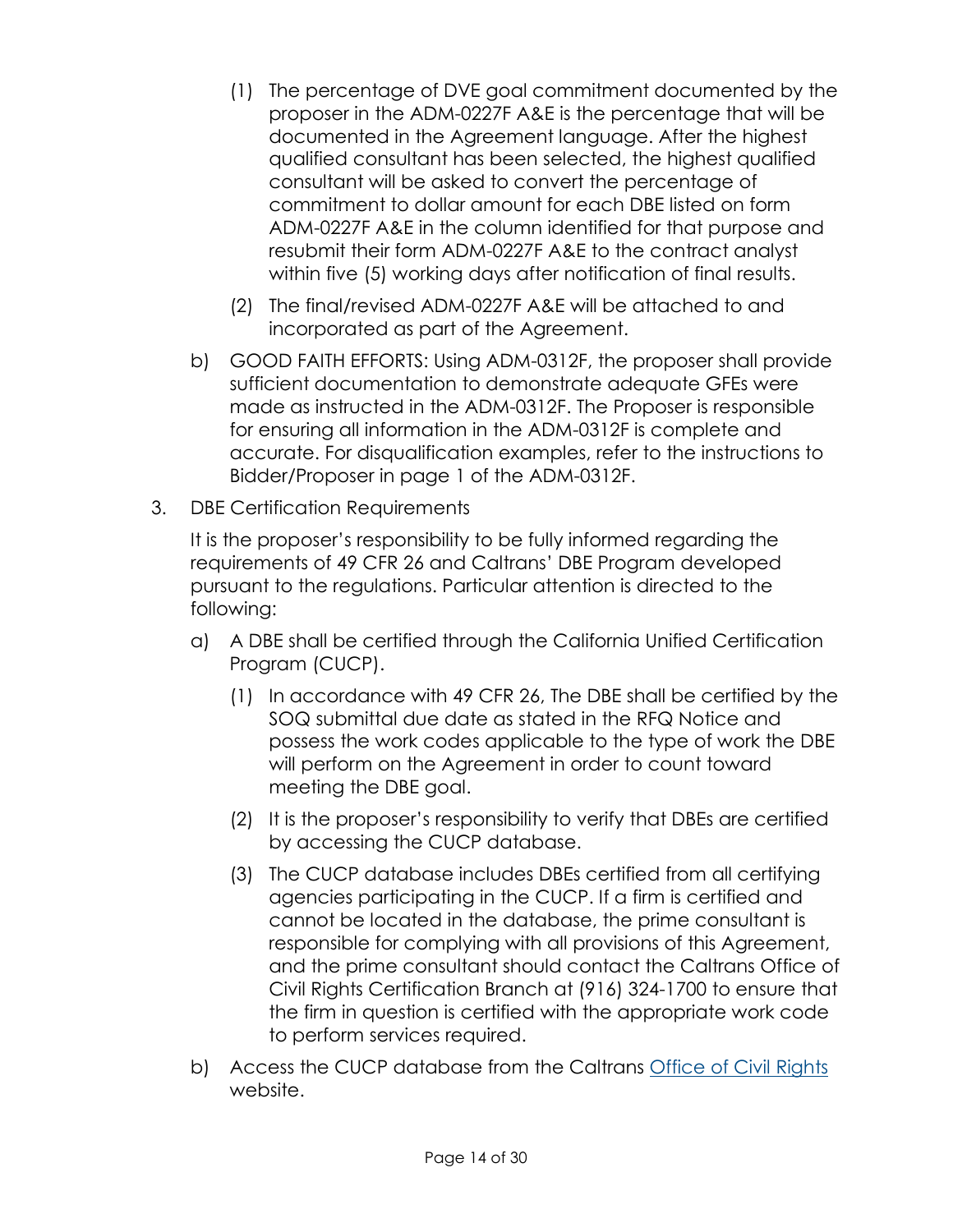(1) The percentage of DVE goal commitment documented by the proposer in the ADM-0227F A&E is the percentage that will be documented in the Agreement language. After the highest qualified consultant has been selected, the highest qualified consultant will be asked to convert the percentage of commitment to dollar amount for each DBE listed on form ADM-0227F A&E in the column identified for that purpose and resubmit their form ADM-0227F A&E to the contract analyst within five (5) working days after notification of final results.

(2) The final/revised ADM-0227F A&E will be attached to and incorporated as part of the Agreement.

b) GOOD FAITH EFFORTS: Using ADM-0312F, the proposer shall provide sufficient documentation to demonstrate adequate GFEs were made as instructed in the ADM-0312F. The Proposer is responsible for ensuring all information in the ADM-0312F is complete and accurate. For disqualification examples, refer to the instructions to Bidder/Proposer in page 1 of the ADM-0312F.

3. DBE Certification Requirements

It is the proposer's responsibility to be fully informed regarding the requirements of 49 CFR 26 and Caltrans' DBE Program developed pursuant to the regulations. Particular attention is directed to the following:

a) A DBE shall be certified through the California Unified Certification Program (CUCP).

(1) In accordance with 49 CFR 26, The DBE shall be certified by the SOQ submittal due date as stated in the RFQ Notice and possess the work codes applicable to the type of work the DBE will perform on the Agreement in order to count toward meeting the DBE goal.

(2) It is the proposer's responsibility to verify that DBEs are certified by accessing the CUCP database.

(3) The CUCP database includes DBEs certified from all certifying agencies participating in the CUCP. If a firm is certified and cannot be located in the database, the prime consultant is responsible for complying with all provisions of this Agreement, and the prime consultant should contact the Caltrans Office of Civil Rights Certification Branch at (916) 324-1700 to ensure that the firm in question is certified with the appropriate work code to perform services required.

b) Access the CUCP database from the Caltrans Office of Civil Rights website.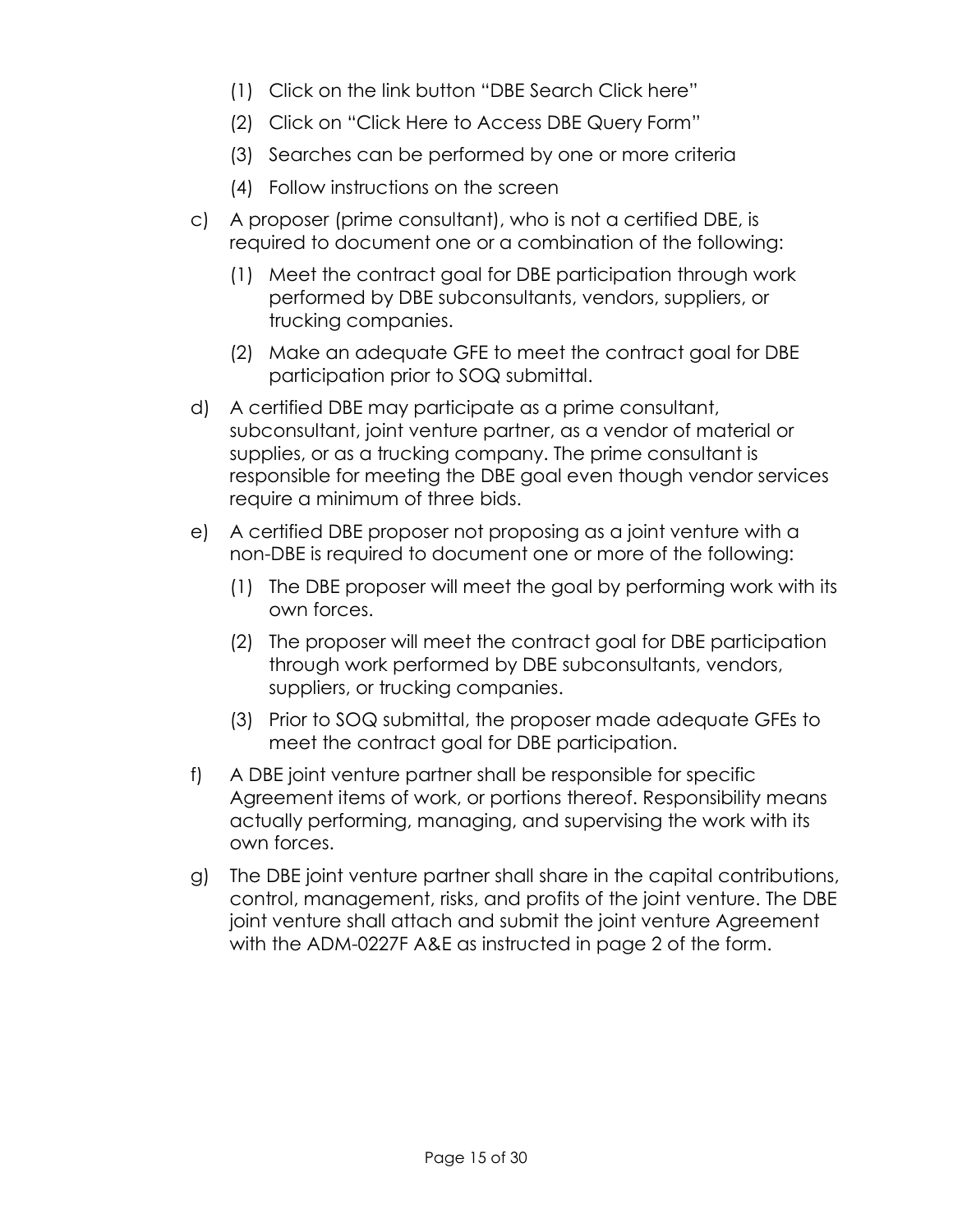(1) Click on the link button "DBE Search Click here"

(2) Click on "Click Here to Access DBE Query Form"

(3) Searches can be performed by one or more criteria

(4) Follow instructions on the screen

c) A proposer (prime consultant), who is not a certified DBE, is required to document one or a combination of the following:

   (1) Meet the contract goal for DBE participation through work performed by DBE subconsultants, vendors, suppliers, or trucking companies.

   (2) Make an adequate GFE to meet the contract goal for DBE participation prior to SOQ submittal.

d) A certified DBE may participate as a prime consultant, subconsultant, joint venture partner, as a vendor of material or supplies, or as a trucking company. The prime consultant is responsible for meeting the DBE goal even though vendor services require a minimum of three bids.

e) A certified DBE proposer not proposing as a joint venture with a non-DBE is required to document one or more of the following:

   (1) The DBE proposer will meet the goal by performing work with its own forces.

   (2) The proposer will meet the contract goal for DBE participation through work performed by DBE subconsultants, vendors, suppliers, or trucking companies.

   (3) Prior to SOQ submittal, the proposer made adequate GFEs to meet the contract goal for DBE participation.

f) A DBE joint venture partner shall be responsible for specific Agreement items of work, or portions thereof. Responsibility means actually performing, managing, and supervising the work with its own forces.

g) The DBE joint venture partner shall share in the capital contributions, control, management, risks, and profits of the joint venture. The DBE joint venture shall attach and submit the joint venture Agreement with the ADM-0227F A&E as instructed in page 2 of the form.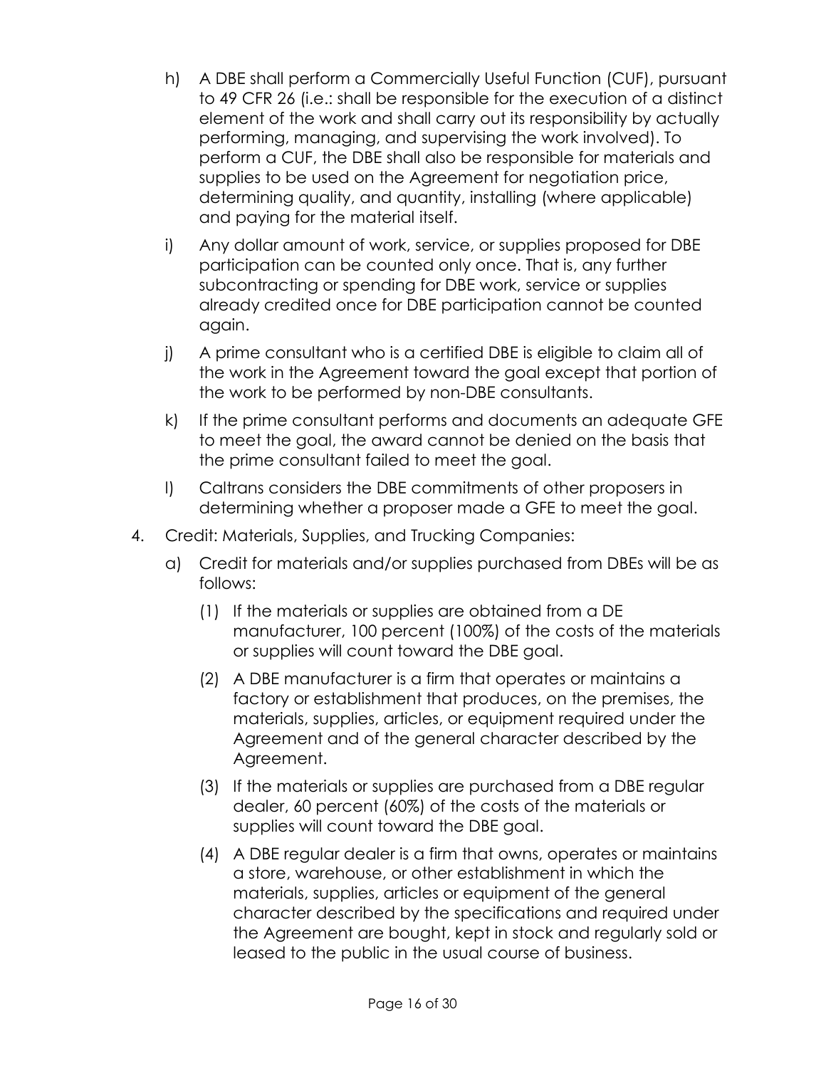h) A DBE shall perform a Commercially Useful Function (CUF), pursuant to 49 CFR 26 (i.e.: shall be responsible for the execution of a distinct element of the work and shall carry out its responsibility by actually performing, managing, and supervising the work involved). To perform a CUF, the DBE shall also be responsible for materials and supplies to be used on the Agreement for negotiation price, determining quality, and quantity, installing (where applicable) and paying for the material itself.

i) Any dollar amount of work, service, or supplies proposed for DBE participation can be counted only once. That is, any further subcontracting or spending for DBE work, service or supplies already credited once for DBE participation cannot be counted again.

j) A prime consultant who is a certified DBE is eligible to claim all of the work in the Agreement toward the goal except that portion of the work to be performed by non-DBE consultants.

k) If the prime consultant performs and documents an adequate GFE to meet the goal, the award cannot be denied on the basis that the prime consultant failed to meet the goal.

l) Caltrans considers the DBE commitments of other proposers in determining whether a proposer made a GFE to meet the goal.

4. Credit: Materials, Supplies, and Trucking Companies:

   a) Credit for materials and/or supplies purchased from DBEs will be as follows:

      (1) If the materials or supplies are obtained from a DE manufacturer, 100 percent (100%) of the costs of the materials or supplies will count toward the DBE goal.

      (2) A DBE manufacturer is a firm that operates or maintains a factory or establishment that produces, on the premises, the materials, supplies, articles, or equipment required under the Agreement and of the general character described by the Agreement.

      (3) If the materials or supplies are purchased from a DBE regular dealer, 60 percent (60%) of the costs of the materials or supplies will count toward the DBE goal.

      (4) A DBE regular dealer is a firm that owns, operates or maintains a store, warehouse, or other establishment in which the materials, supplies, articles or equipment of the general character described by the specifications and required under the Agreement are bought, kept in stock and regularly sold or leased to the public in the usual course of business.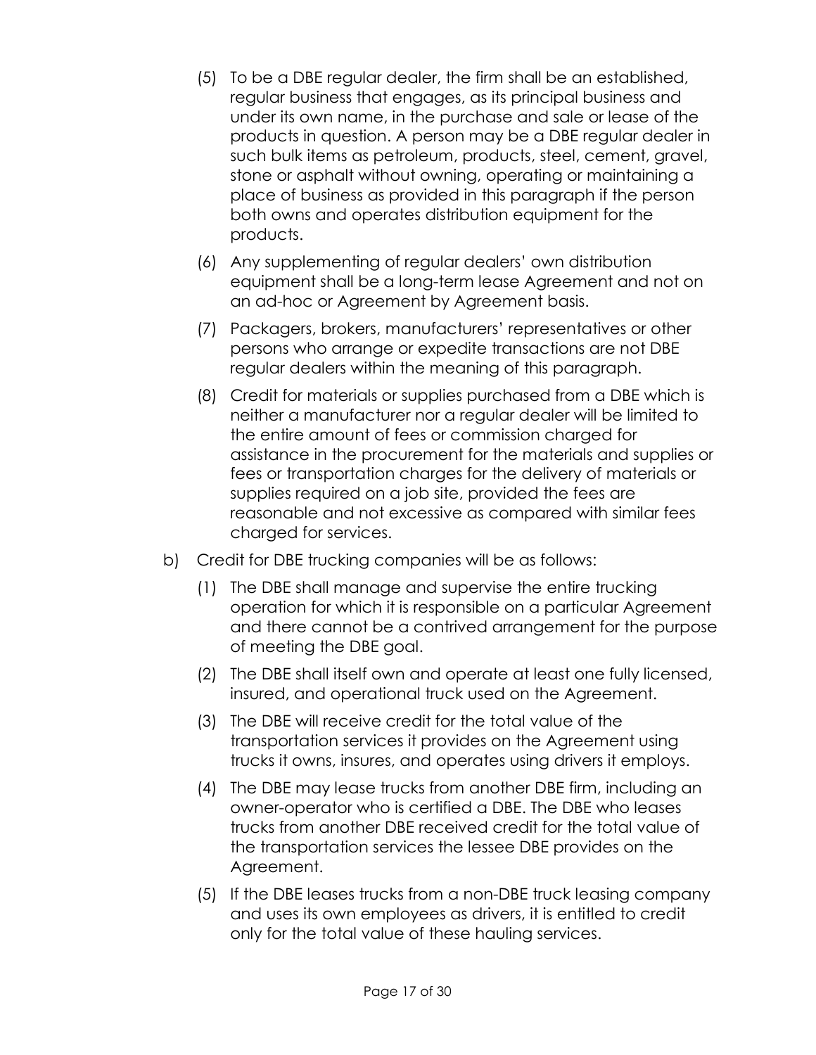(5) To be a DBE regular dealer, the firm shall be an established, regular business that engages, as its principal business and under its own name, in the purchase and sale or lease of the products in question. A person may be a DBE regular dealer in such bulk items as petroleum, products, steel, cement, gravel, stone or asphalt without owning, operating or maintaining a place of business as provided in this paragraph if the person both owns and operates distribution equipment for the products.

(6) Any supplementing of regular dealers' own distribution equipment shall be a long-term lease Agreement and not on an ad-hoc or Agreement by Agreement basis.

(7) Packagers, brokers, manufacturers' representatives or other persons who arrange or expedite transactions are not DBE regular dealers within the meaning of this paragraph.

(8) Credit for materials or supplies purchased from a DBE which is neither a manufacturer nor a regular dealer will be limited to the entire amount of fees or commission charged for assistance in the procurement for the materials and supplies or fees or transportation charges for the delivery of materials or supplies required on a job site, provided the fees are reasonable and not excessive as compared with similar fees charged for services.

b) Credit for DBE trucking companies will be as follows:

(1) The DBE shall manage and supervise the entire trucking operation for which it is responsible on a particular Agreement and there cannot be a contrived arrangement for the purpose of meeting the DBE goal.

(2) The DBE shall itself own and operate at least one fully licensed, insured, and operational truck used on the Agreement.

(3) The DBE will receive credit for the total value of the transportation services it provides on the Agreement using trucks it owns, insures, and operates using drivers it employs.

(4) The DBE may lease trucks from another DBE firm, including an owner-operator who is certified a DBE. The DBE who leases trucks from another DBE received credit for the total value of the transportation services the lessee DBE provides on the Agreement.

(5) If the DBE leases trucks from a non-DBE truck leasing company and uses its own employees as drivers, it is entitled to credit only for the total value of these hauling services.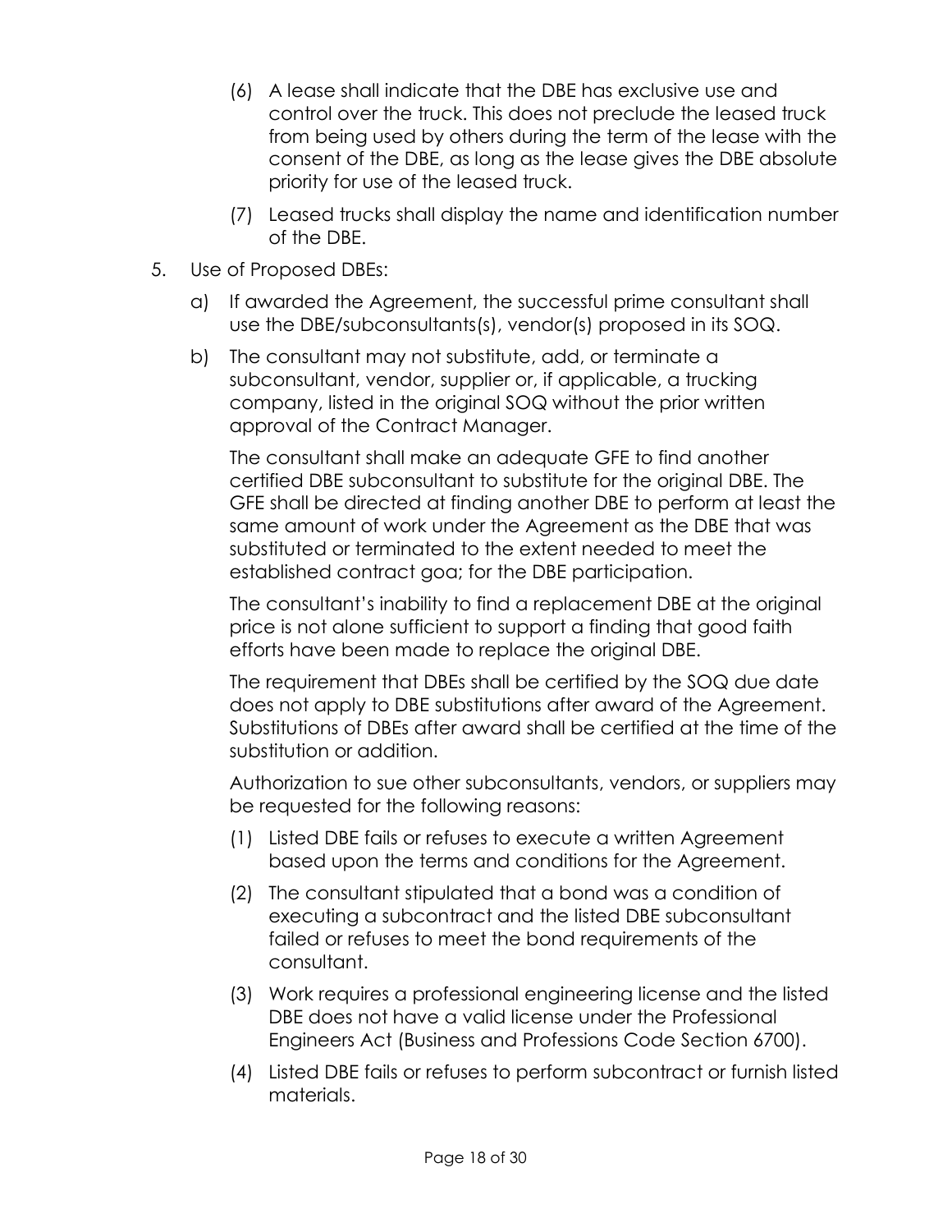(6) A lease shall indicate that the DBE has exclusive use and control over the truck. This does not preclude the leased truck from being used by others during the term of the lease with the consent of the DBE, as long as the lease gives the DBE absolute priority for use of the leased truck.

(7) Leased trucks shall display the name and identification number of the DBE.

5. Use of Proposed DBEs:

   a) If awarded the Agreement, the successful prime consultant shall use the DBE/subconsultants(s), vendor(s) proposed in its SOQ.

   b) The consultant may not substitute, add, or terminate a subconsultant, vendor, supplier or, if applicable, a trucking company, listed in the original SOQ without the prior written approval of the Contract Manager.

   The consultant shall make an adequate GFE to find another certified DBE subconsultant to substitute for the original DBE. The GFE shall be directed at finding another DBE to perform at least the same amount of work under the Agreement as the DBE that was substituted or terminated to the extent needed to meet the established contract goa; for the DBE participation.

   The consultant's inability to find a replacement DBE at the original price is not alone sufficient to support a finding that good faith efforts have been made to replace the original DBE.

   The requirement that DBEs shall be certified by the SOQ due date does not apply to DBE substitutions after award of the Agreement. Substitutions of DBEs after award shall be certified at the time of the substitution or addition.

   Authorization to sue other subconsultants, vendors, or suppliers may be requested for the following reasons:

   (1) Listed DBE fails or refuses to execute a written Agreement based upon the terms and conditions for the Agreement.

   (2) The consultant stipulated that a bond was a condition of executing a subcontract and the listed DBE subconsultant failed or refuses to meet the bond requirements of the consultant.

   (3) Work requires a professional engineering license and the listed DBE does not have a valid license under the Professional Engineers Act (Business and Professions Code Section 6700).

   (4) Listed DBE fails or refuses to perform subcontract or furnish listed materials.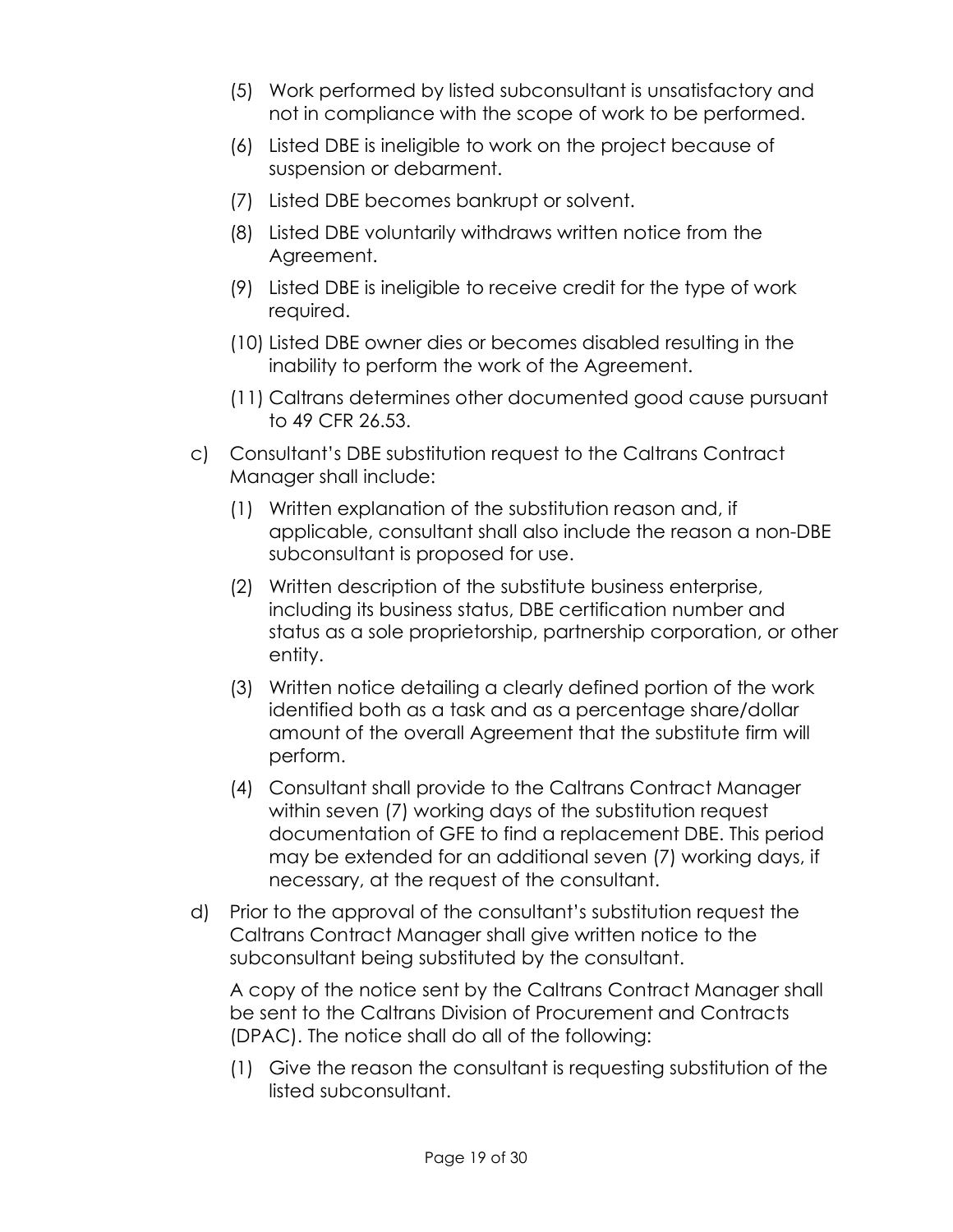(5) Work performed by listed subconsultant is unsatisfactory and not in compliance with the scope of work to be performed.

(6) Listed DBE is ineligible to work on the project because of suspension or debarment.

(7) Listed DBE becomes bankrupt or solvent.

(8) Listed DBE voluntarily withdraws written notice from the Agreement.

(9) Listed DBE is ineligible to receive credit for the type of work required.

(10) Listed DBE owner dies or becomes disabled resulting in the inability to perform the work of the Agreement.

(11) Caltrans determines other documented good cause pursuant to 49 CFR 26.53.

c) Consultant's DBE substitution request to the Caltrans Contract Manager shall include:

(1) Written explanation of the substitution reason and, if applicable, consultant shall also include the reason a non-DBE subconsultant is proposed for use.

(2) Written description of the substitute business enterprise, including its business status, DBE certification number and status as a sole proprietorship, partnership corporation, or other entity.

(3) Written notice detailing a clearly defined portion of the work identified both as a task and as a percentage share/dollar amount of the overall Agreement that the substitute firm will perform.

(4) Consultant shall provide to the Caltrans Contract Manager within seven (7) working days of the substitution request documentation of GFE to find a replacement DBE. This period may be extended for an additional seven (7) working days, if necessary, at the request of the consultant.

d) Prior to the approval of the consultant's substitution request the Caltrans Contract Manager shall give written notice to the subconsultant being substituted by the consultant.

A copy of the notice sent by the Caltrans Contract Manager shall be sent to the Caltrans Division of Procurement and Contracts (DPAC). The notice shall do all of the following:

(1) Give the reason the consultant is requesting substitution of the listed subconsultant.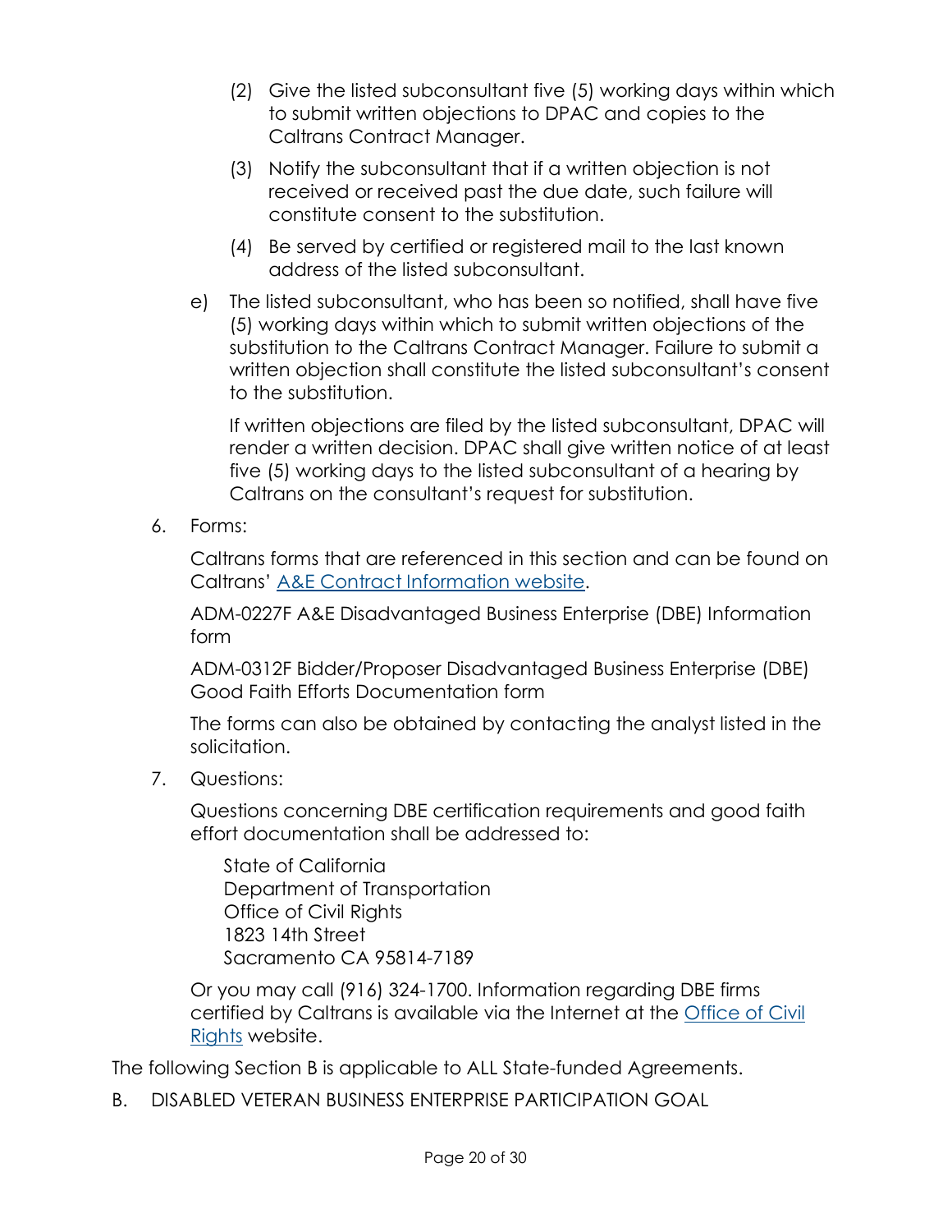(2) Give the listed subconsultant five (5) working days within which to submit written objections to DPAC and copies to the Caltrans Contract Manager.

(3) Notify the subconsultant that if a written objection is not received or received past the due date, such failure will constitute consent to the substitution.

(4) Be served by certified or registered mail to the last known address of the listed subconsultant.

e) The listed subconsultant, who has been so notified, shall have five (5) working days within which to submit written objections of the substitution to the Caltrans Contract Manager. Failure to submit a written objection shall constitute the listed subconsultant's consent to the substitution.

If written objections are filed by the listed subconsultant, DPAC will render a written decision. DPAC shall give written notice of at least five (5) working days to the listed subconsultant of a hearing by Caltrans on the consultant's request for substitution.

6. Forms:

Caltrans forms that are referenced in this section and can be found on Caltrans' A&E Contract Information website.

ADM-0227F A&E Disadvantaged Business Enterprise (DBE) Information form

ADM-0312F Bidder/Proposer Disadvantaged Business Enterprise (DBE) Good Faith Efforts Documentation form

The forms can also be obtained by contacting the analyst listed in the solicitation.

7. Questions:

Questions concerning DBE certification requirements and good faith effort documentation shall be addressed to:

State of California  
Department of Transportation  
Office of Civil Rights  
1823 14th Street  
Sacramento CA 95814-7189

Or you may call (916) 324-1700. Information regarding DBE firms certified by Caltrans is available via the Internet at the Office of Civil Rights website.

The following Section B is applicable to ALL State-funded Agreements.

B. DISABLED VETERAN BUSINESS ENTERPRISE PARTICIPATION GOAL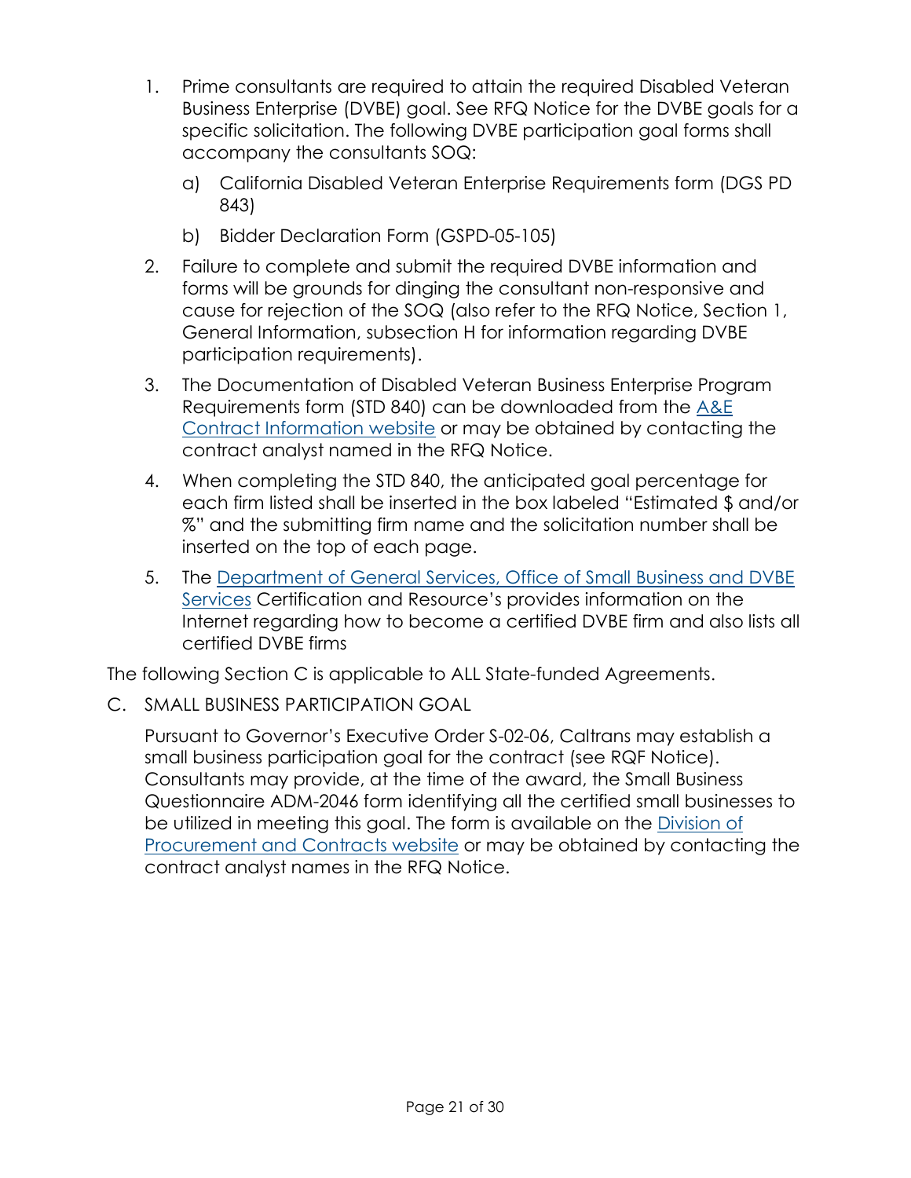1. Prime consultants are required to attain the required Disabled Veteran Business Enterprise (DVBE) goal. See RFQ Notice for the DVBE goals for a specific solicitation. The following DVBE participation goal forms shall accompany the consultants SOQ:
   a) California Disabled Veteran Enterprise Requirements form (DGS PD 843)
   b) Bidder Declaration Form (GSPD-05-105)
2. Failure to complete and submit the required DVBE information and forms will be grounds for dinging the consultant non-responsive and cause for rejection of the SOQ (also refer to the RFQ Notice, Section 1, General Information, subsection H for information regarding DVBE participation requirements).
3. The Documentation of Disabled Veteran Business Enterprise Program Requirements form (STD 840) can be downloaded from the A&E Contract Information website or may be obtained by contacting the contract analyst named in the RFQ Notice.
4. When completing the STD 840, the anticipated goal percentage for each firm listed shall be inserted in the box labeled "Estimated $ and/or %" and the submitting firm name and the solicitation number shall be inserted on the top of each page.
5. The Department of General Services, Office of Small Business and DVBE Services Certification and Resource's provides information on the Internet regarding how to become a certified DVBE firm and also lists all certified DVBE firms

The following Section C is applicable to ALL State-funded Agreements.

C. SMALL BUSINESS PARTICIPATION GOAL

Pursuant to Governor's Executive Order S-02-06, Caltrans may establish a small business participation goal for the contract (see RQF Notice). Consultants may provide, at the time of the award, the Small Business Questionnaire ADM-2046 form identifying all the certified small businesses to be utilized in meeting this goal. The form is available on the Division of Procurement and Contracts website or may be obtained by contacting the contract analyst names in the RFQ Notice.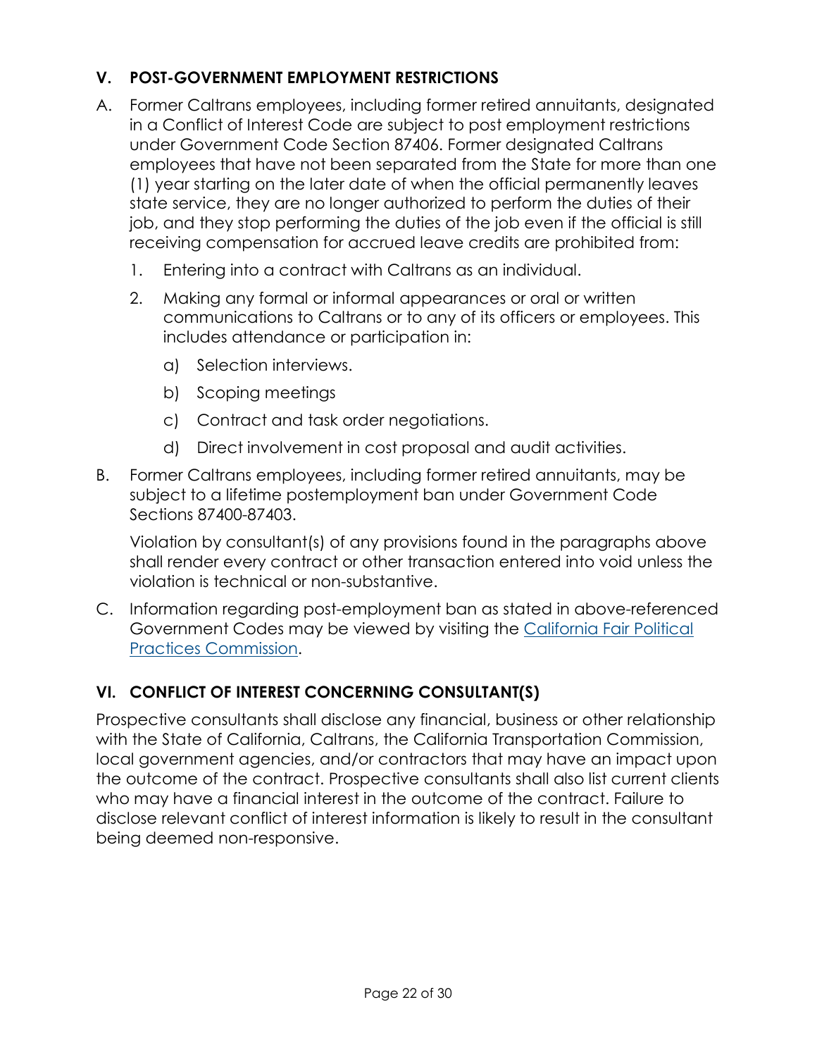## V. POST-GOVERNMENT EMPLOYMENT RESTRICTIONS

A. Former Caltrans employees, including former retired annuitants, designated in a Conflict of Interest Code are subject to post employment restrictions under Government Code Section 87406. Former designated Caltrans employees that have not been separated from the State for more than one (1) year starting on the later date of when the official permanently leaves state service, they are no longer authorized to perform the duties of their job, and they stop performing the duties of the job even if the official is still receiving compensation for accrued leave credits are prohibited from:

   1. Entering into a contract with Caltrans as an individual.
   2. Making any formal or informal appearances or oral or written communications to Caltrans or to any of its officers or employees. This includes attendance or participation in:
      a) Selection interviews.
      b) Scoping meetings
      c) Contract and task order negotiations.
      d) Direct involvement in cost proposal and audit activities.

B. Former Caltrans employees, including former retired annuitants, may be subject to a lifetime postemployment ban under Government Code Sections 87400-87403.

   Violation by consultant(s) of any provisions found in the paragraphs above shall render every contract or other transaction entered into void unless the violation is technical or non-substantive.

C. Information regarding post-employment ban as stated in above-referenced Government Codes may be viewed by visiting the California Fair Political Practices Commission.

## VI. CONFLICT OF INTEREST CONCERNING CONSULTANT(S)

Prospective consultants shall disclose any financial, business or other relationship with the State of California, Caltrans, the California Transportation Commission, local government agencies, and/or contractors that may have an impact upon the outcome of the contract. Prospective consultants shall also list current clients who may have a financial interest in the outcome of the contract. Failure to disclose relevant conflict of interest information is likely to result in the consultant being deemed non-responsive.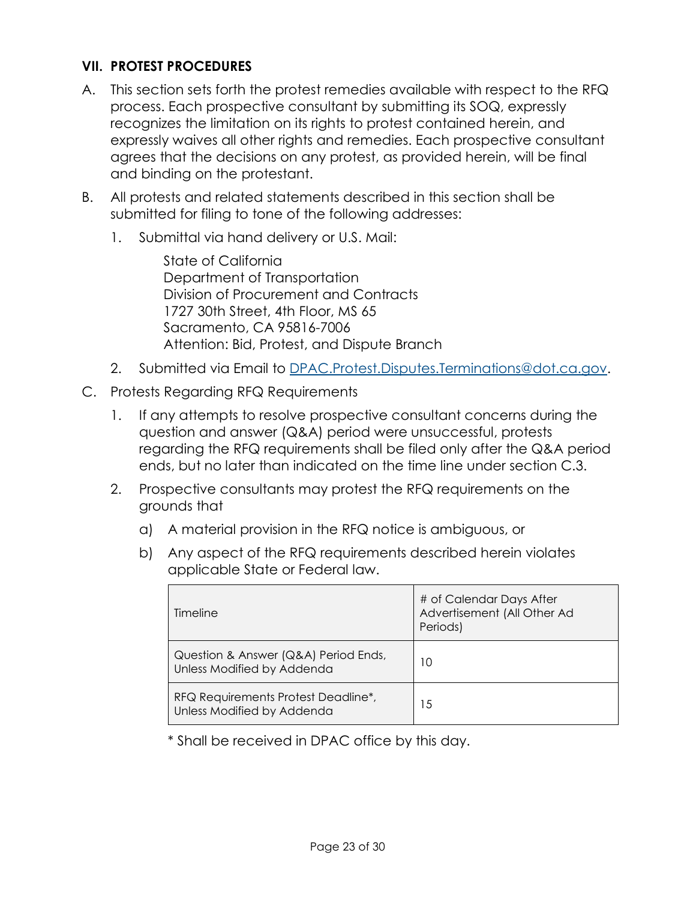## VII. PROTEST PROCEDURES

A. This section sets forth the protest remedies available with respect to the RFQ process. Each prospective consultant by submitting its SOQ, expressly recognizes the limitation on its rights to protest contained herein, and expressly waives all other rights and remedies. Each prospective consultant agrees that the decisions on any protest, as provided herein, will be final and binding on the protestant.

B. All protests and related statements described in this section shall be submitted for filing to tone of the following addresses:

   1. Submittal via hand delivery or U.S. Mail:

      State of California
      Department of Transportation
      Division of Procurement and Contracts
      1727 30th Street, 4th Floor, MS 65
      Sacramento, CA 95816-7006
      Attention: Bid, Protest, and Dispute Branch

   2. Submitted via Email to DPAC.Protest.Disputes.Terminations@dot.ca.gov.

C. Protests Regarding RFQ Requirements

   1. If any attempts to resolve prospective consultant concerns during the question and answer (Q&A) period were unsuccessful, protests regarding the RFQ requirements shall be filed only after the Q&A period ends, but no later than indicated on the time line under section C.3.

   2. Prospective consultants may protest the RFQ requirements on the grounds that

      a) A material provision in the RFQ notice is ambiguous, or

      b) Any aspect of the RFQ requirements described herein violates applicable State or Federal law.

| Timeline | # of Calendar Days After Advertisement (All Other Ad Periods) |
|---|---|
| Question & Answer (Q&A) Period Ends, Unless Modified by Addenda | 10 |
| RFQ Requirements Protest Deadline*, Unless Modified by Addenda | 15 |

\* Shall be received in DPAC office by this day.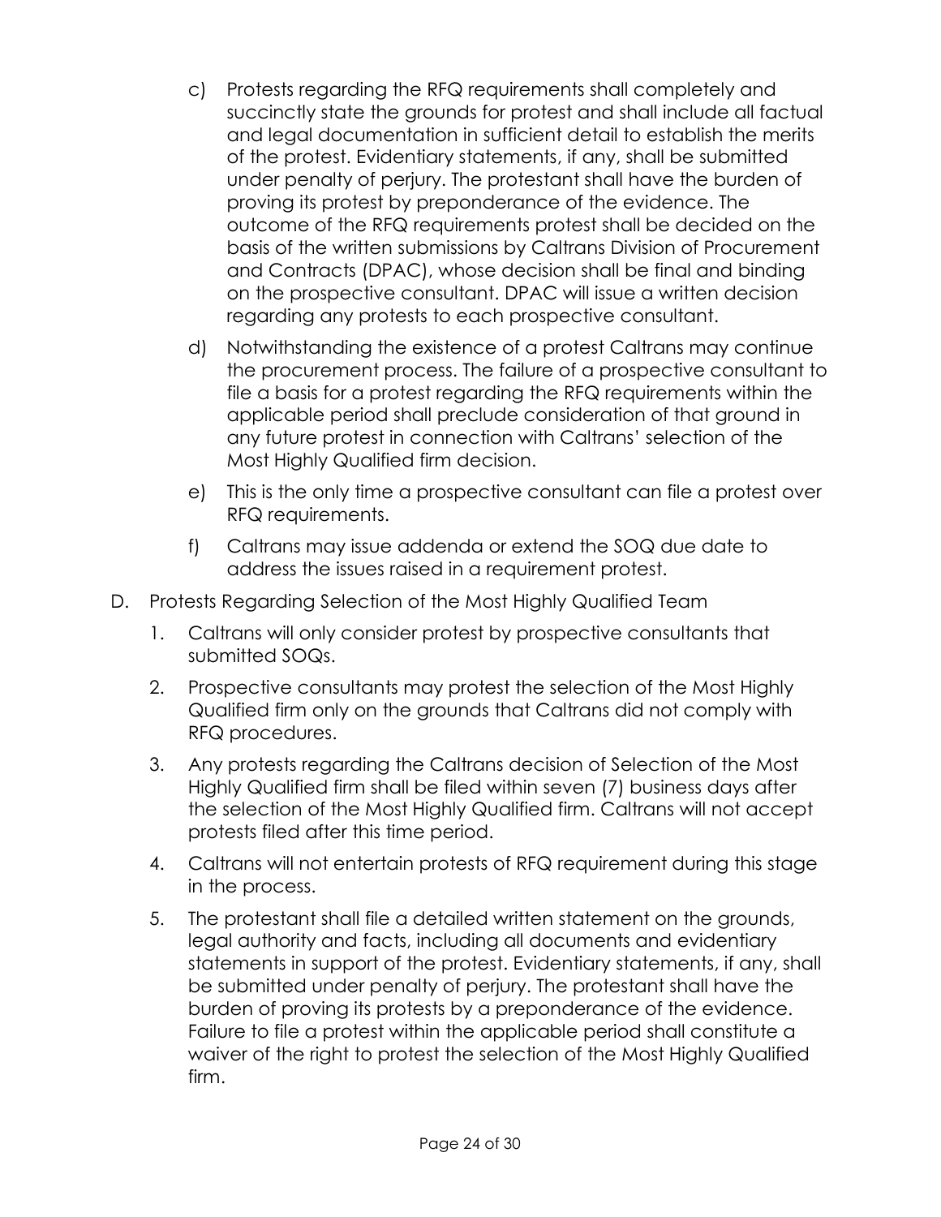c) Protests regarding the RFQ requirements shall completely and succinctly state the grounds for protest and shall include all factual and legal documentation in sufficient detail to establish the merits of the protest. Evidentiary statements, if any, shall be submitted under penalty of perjury. The protestant shall have the burden of proving its protest by preponderance of the evidence. The outcome of the RFQ requirements protest shall be decided on the basis of the written submissions by Caltrans Division of Procurement and Contracts (DPAC), whose decision shall be final and binding on the prospective consultant. DPAC will issue a written decision regarding any protests to each prospective consultant.

d) Notwithstanding the existence of a protest Caltrans may continue the procurement process. The failure of a prospective consultant to file a basis for a protest regarding the RFQ requirements within the applicable period shall preclude consideration of that ground in any future protest in connection with Caltrans' selection of the Most Highly Qualified firm decision.

e) This is the only time a prospective consultant can file a protest over RFQ requirements.

f) Caltrans may issue addenda or extend the SOQ due date to address the issues raised in a requirement protest.

D. Protests Regarding Selection of the Most Highly Qualified Team

1. Caltrans will only consider protest by prospective consultants that submitted SOQs.
2. Prospective consultants may protest the selection of the Most Highly Qualified firm only on the grounds that Caltrans did not comply with RFQ procedures.
3. Any protests regarding the Caltrans decision of Selection of the Most Highly Qualified firm shall be filed within seven (7) business days after the selection of the Most Highly Qualified firm. Caltrans will not accept protests filed after this time period.
4. Caltrans will not entertain protests of RFQ requirement during this stage in the process.
5. The protestant shall file a detailed written statement on the grounds, legal authority and facts, including all documents and evidentiary statements in support of the protest. Evidentiary statements, if any, shall be submitted under penalty of perjury. The protestant shall have the burden of proving its protests by a preponderance of the evidence. Failure to file a protest within the applicable period shall constitute a waiver of the right to protest the selection of the Most Highly Qualified firm.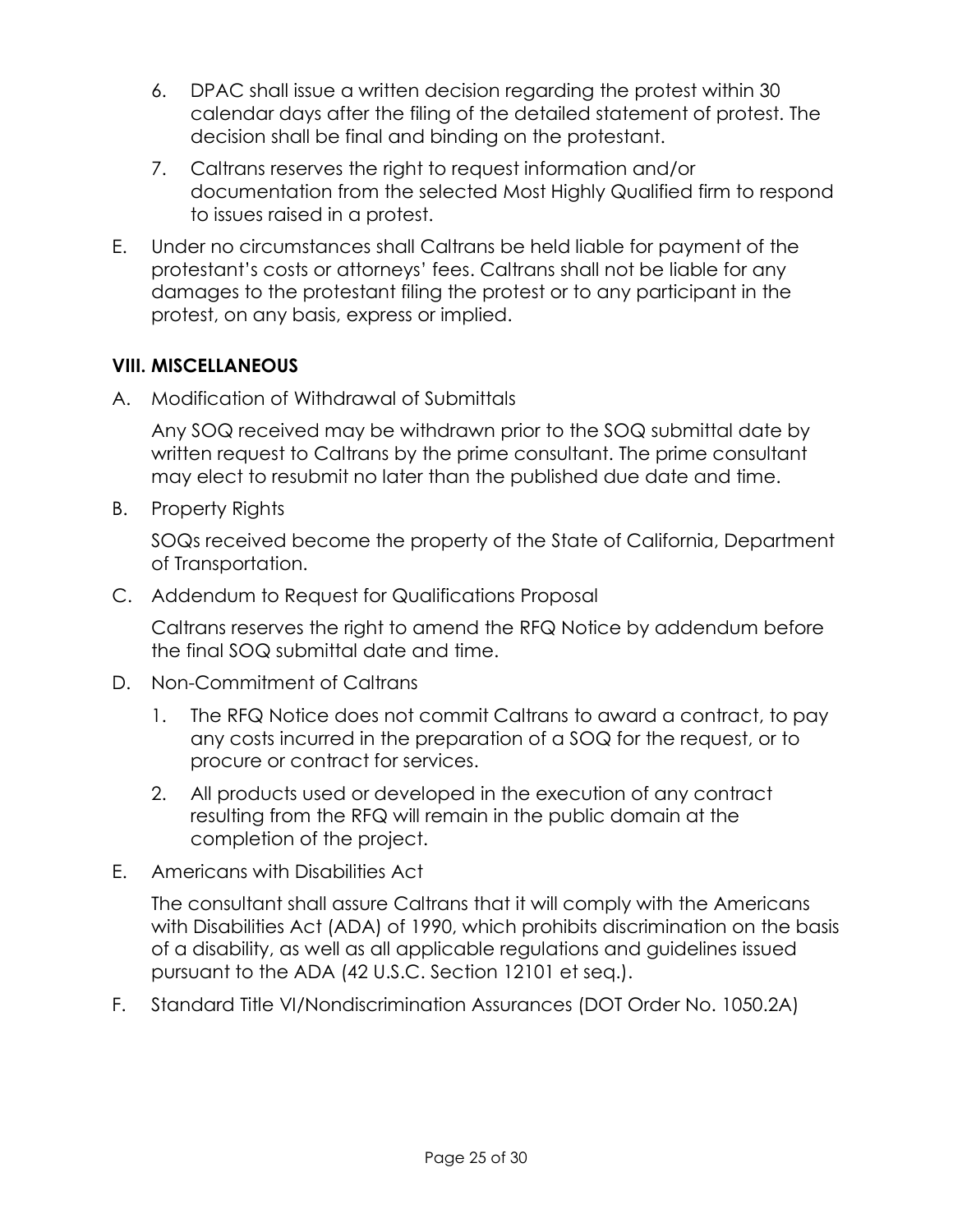6. DPAC shall issue a written decision regarding the protest within 30 calendar days after the filing of the detailed statement of protest. The decision shall be final and binding on the protestant.

7. Caltrans reserves the right to request information and/or documentation from the selected Most Highly Qualified firm to respond to issues raised in a protest.

E. Under no circumstances shall Caltrans be held liable for payment of the protestant's costs or attorneys' fees. Caltrans shall not be liable for any damages to the protestant filing the protest or to any participant in the protest, on any basis, express or implied.

## VIII. MISCELLANEOUS

A. Modification of Withdrawal of Submittals

   Any SOQ received may be withdrawn prior to the SOQ submittal date by written request to Caltrans by the prime consultant. The prime consultant may elect to resubmit no later than the published due date and time.

B. Property Rights

   SOQs received become the property of the State of California, Department of Transportation.

C. Addendum to Request for Qualifications Proposal

   Caltrans reserves the right to amend the RFQ Notice by addendum before the final SOQ submittal date and time.

D. Non-Commitment of Caltrans

   1. The RFQ Notice does not commit Caltrans to award a contract, to pay any costs incurred in the preparation of a SOQ for the request, or to procure or contract for services.

   2. All products used or developed in the execution of any contract resulting from the RFQ will remain in the public domain at the completion of the project.

E. Americans with Disabilities Act

   The consultant shall assure Caltrans that it will comply with the Americans with Disabilities Act (ADA) of 1990, which prohibits discrimination on the basis of a disability, as well as all applicable regulations and guidelines issued pursuant to the ADA (42 U.S.C. Section 12101 et seq.).

F. Standard Title VI/Nondiscrimination Assurances (DOT Order No. 1050.2A)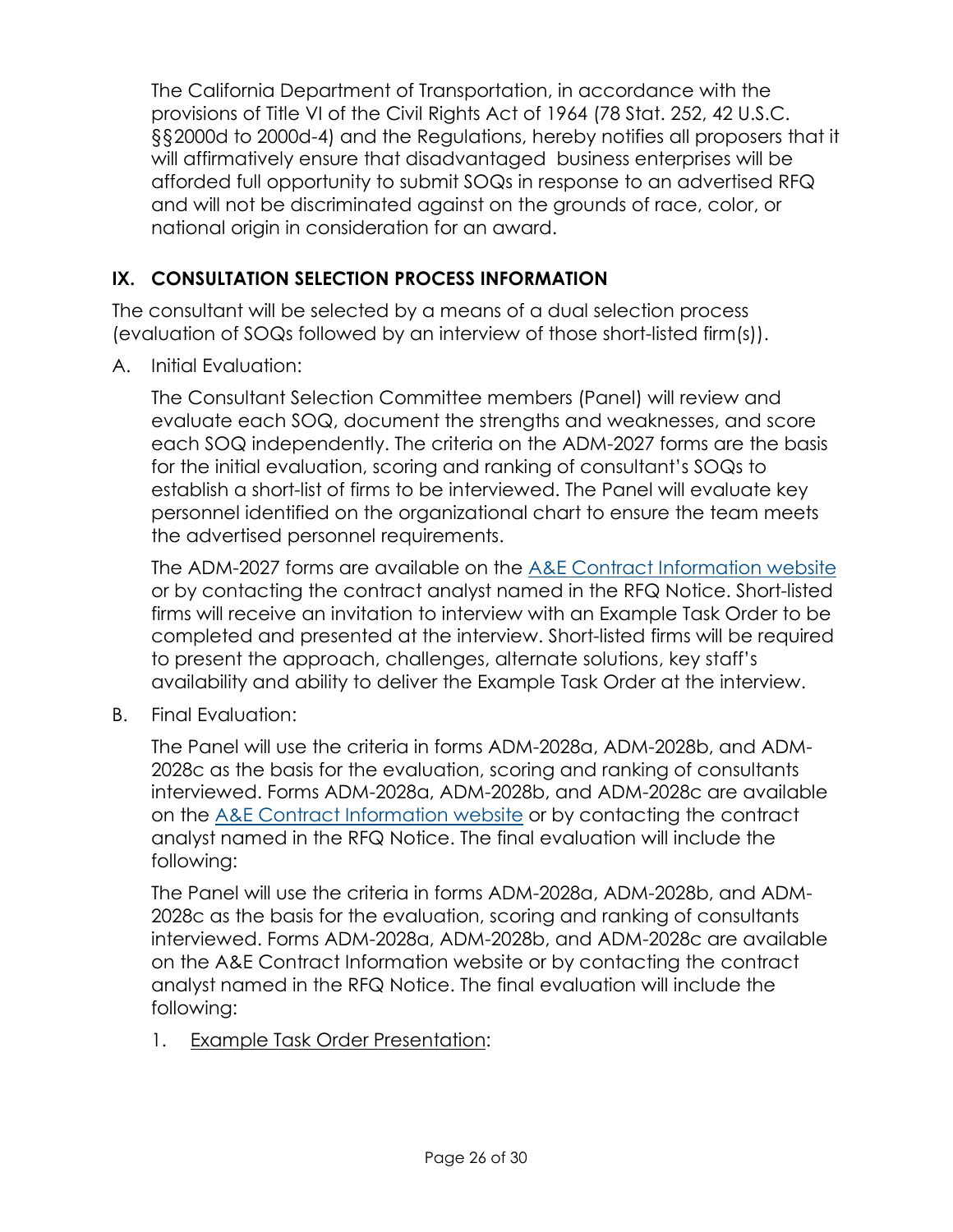The California Department of Transportation, in accordance with the provisions of Title VI of the Civil Rights Act of 1964 (78 Stat. 252, 42 U.S.C. §§2000d to 2000d-4) and the Regulations, hereby notifies all proposers that it will affirmatively ensure that disadvantaged business enterprises will be afforded full opportunity to submit SOQs in response to an advertised RFQ and will not be discriminated against on the grounds of race, color, or national origin in consideration for an award.

## IX. CONSULTATION SELECTION PROCESS INFORMATION

The consultant will be selected by a means of a dual selection process (evaluation of SOQs followed by an interview of those short-listed firm(s)).

A. Initial Evaluation:

The Consultant Selection Committee members (Panel) will review and evaluate each SOQ, document the strengths and weaknesses, and score each SOQ independently. The criteria on the ADM-2027 forms are the basis for the initial evaluation, scoring and ranking of consultant's SOQs to establish a short-list of firms to be interviewed. The Panel will evaluate key personnel identified on the organizational chart to ensure the team meets the advertised personnel requirements.

The ADM-2027 forms are available on the A&E Contract Information website or by contacting the contract analyst named in the RFQ Notice. Short-listed firms will receive an invitation to interview with an Example Task Order to be completed and presented at the interview. Short-listed firms will be required to present the approach, challenges, alternate solutions, key staff's availability and ability to deliver the Example Task Order at the interview.

B. Final Evaluation:

The Panel will use the criteria in forms ADM-2028a, ADM-2028b, and ADM-2028c as the basis for the evaluation, scoring and ranking of consultants interviewed. Forms ADM-2028a, ADM-2028b, and ADM-2028c are available on the A&E Contract Information website or by contacting the contract analyst named in the RFQ Notice. The final evaluation will include the following:

The Panel will use the criteria in forms ADM-2028a, ADM-2028b, and ADM-2028c as the basis for the evaluation, scoring and ranking of consultants interviewed. Forms ADM-2028a, ADM-2028b, and ADM-2028c are available on the A&E Contract Information website or by contacting the contract analyst named in the RFQ Notice. The final evaluation will include the following:

1. Example Task Order Presentation: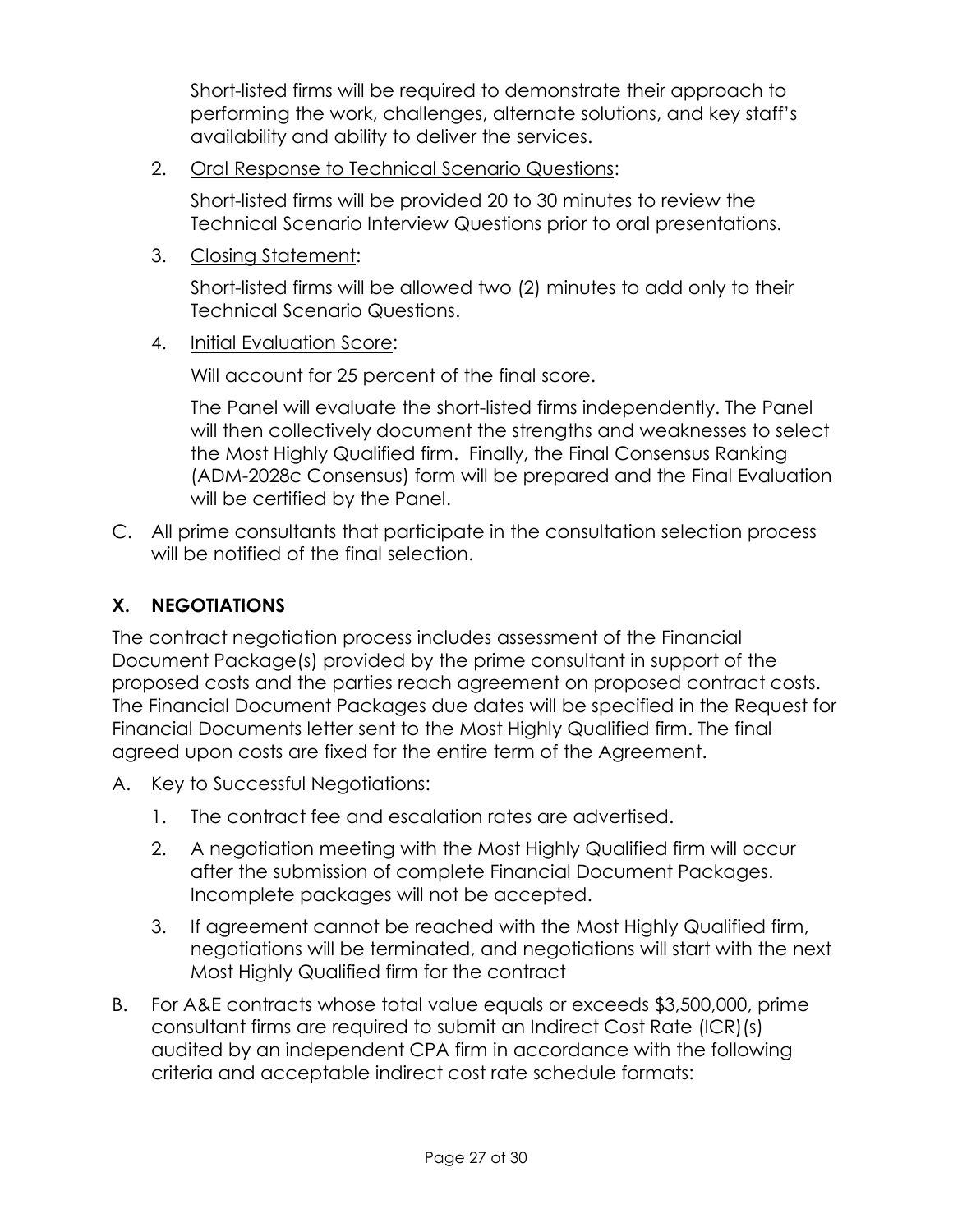Short-listed firms will be required to demonstrate their approach to performing the work, challenges, alternate solutions, and key staff's availability and ability to deliver the services.

2. Oral Response to Technical Scenario Questions:

   Short-listed firms will be provided 20 to 30 minutes to review the Technical Scenario Interview Questions prior to oral presentations.

3. Closing Statement:

   Short-listed firms will be allowed two (2) minutes to add only to their Technical Scenario Questions.

4. Initial Evaluation Score:

   Will account for 25 percent of the final score.

   The Panel will evaluate the short-listed firms independently. The Panel will then collectively document the strengths and weaknesses to select the Most Highly Qualified firm. Finally, the Final Consensus Ranking (ADM-2028c Consensus) form will be prepared and the Final Evaluation will be certified by the Panel.

C. All prime consultants that participate in the consultation selection process will be notified of the final selection.

## X. NEGOTIATIONS

The contract negotiation process includes assessment of the Financial Document Package(s) provided by the prime consultant in support of the proposed costs and the parties reach agreement on proposed contract costs. The Financial Document Packages due dates will be specified in the Request for Financial Documents letter sent to the Most Highly Qualified firm. The final agreed upon costs are fixed for the entire term of the Agreement.

A. Key to Successful Negotiations:

   1. The contract fee and escalation rates are advertised.
   2. A negotiation meeting with the Most Highly Qualified firm will occur after the submission of complete Financial Document Packages. Incomplete packages will not be accepted.
   3. If agreement cannot be reached with the Most Highly Qualified firm, negotiations will be terminated, and negotiations will start with the next Most Highly Qualified firm for the contract

B. For A&E contracts whose total value equals or exceeds $3,500,000, prime consultant firms are required to submit an Indirect Cost Rate (ICR)(s) audited by an independent CPA firm in accordance with the following criteria and acceptable indirect cost rate schedule formats: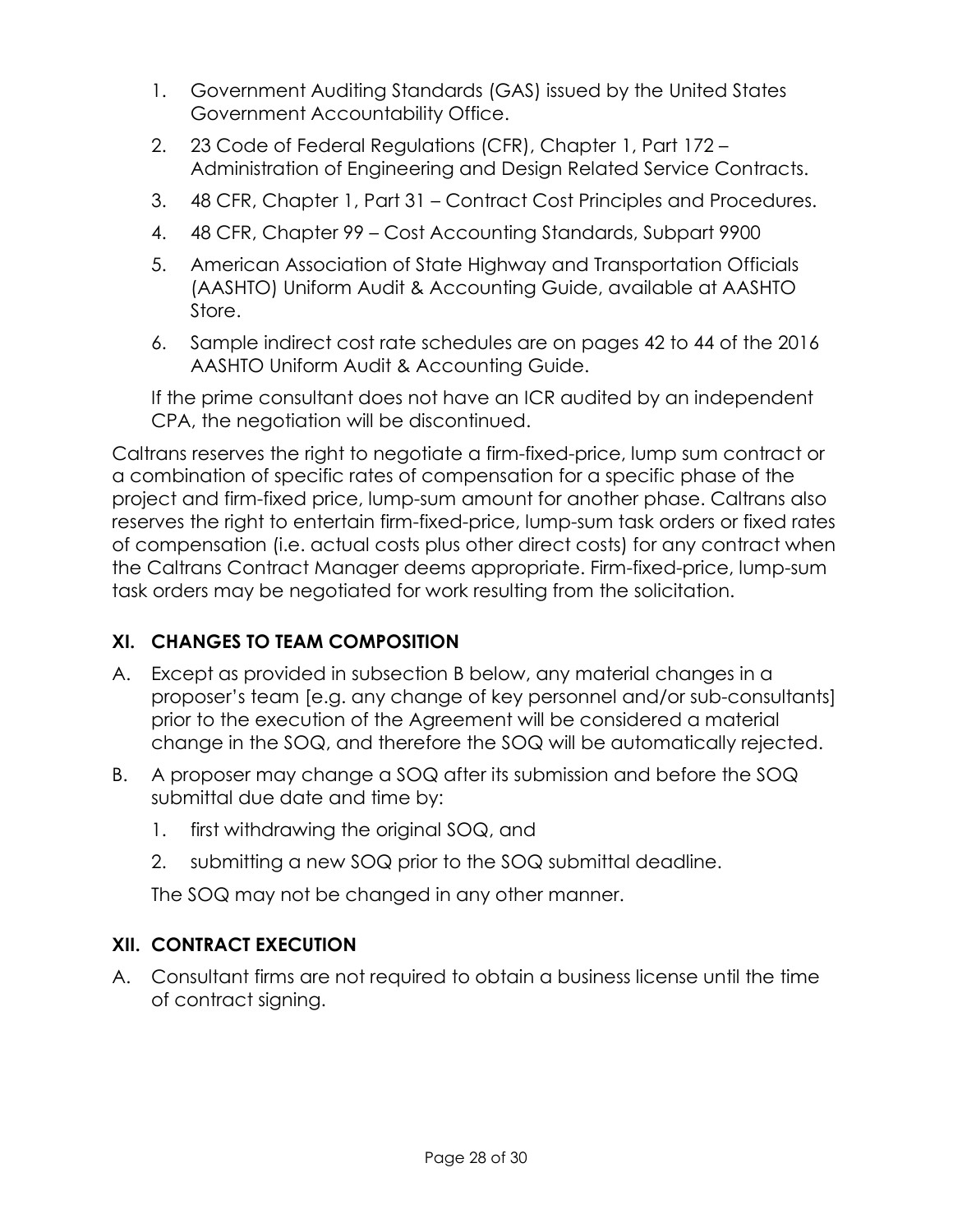1. Government Auditing Standards (GAS) issued by the United States Government Accountability Office.
2. 23 Code of Federal Regulations (CFR), Chapter 1, Part 172 – Administration of Engineering and Design Related Service Contracts.
3. 48 CFR, Chapter 1, Part 31 – Contract Cost Principles and Procedures.
4. 48 CFR, Chapter 99 – Cost Accounting Standards, Subpart 9900
5. American Association of State Highway and Transportation Officials (AASHTO) Uniform Audit & Accounting Guide, available at AASHTO Store.
6. Sample indirect cost rate schedules are on pages 42 to 44 of the 2016 AASHTO Uniform Audit & Accounting Guide.

If the prime consultant does not have an ICR audited by an independent CPA, the negotiation will be discontinued.

Caltrans reserves the right to negotiate a firm-fixed-price, lump sum contract or a combination of specific rates of compensation for a specific phase of the project and firm-fixed price, lump-sum amount for another phase. Caltrans also reserves the right to entertain firm-fixed-price, lump-sum task orders or fixed rates of compensation (i.e. actual costs plus other direct costs) for any contract when the Caltrans Contract Manager deems appropriate. Firm-fixed-price, lump-sum task orders may be negotiated for work resulting from the solicitation.

## XI. CHANGES TO TEAM COMPOSITION

A. Except as provided in subsection B below, any material changes in a proposer's team [e.g. any change of key personnel and/or sub-consultants] prior to the execution of the Agreement will be considered a material change in the SOQ, and therefore the SOQ will be automatically rejected.

B. A proposer may change a SOQ after its submission and before the SOQ submittal due date and time by:

   1. first withdrawing the original SOQ, and
   2. submitting a new SOQ prior to the SOQ submittal deadline.

   The SOQ may not be changed in any other manner.

## XII. CONTRACT EXECUTION

A. Consultant firms are not required to obtain a business license until the time of contract signing.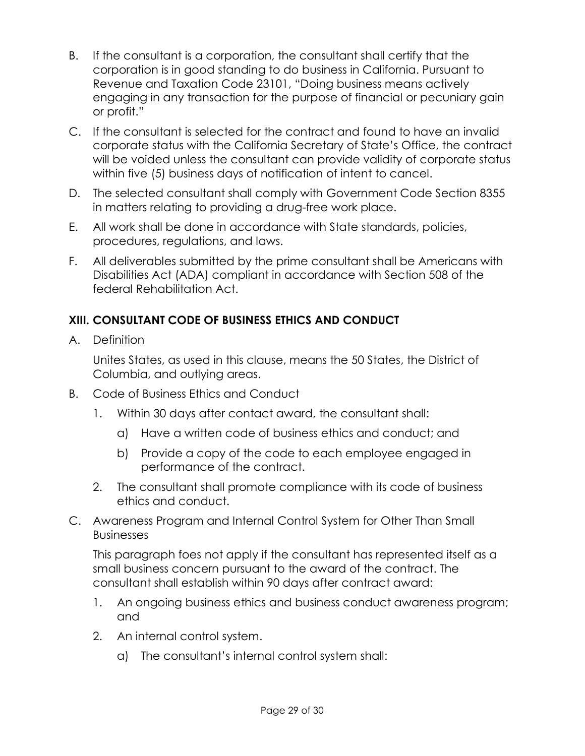B. If the consultant is a corporation, the consultant shall certify that the corporation is in good standing to do business in California. Pursuant to Revenue and Taxation Code 23101, "Doing business means actively engaging in any transaction for the purpose of financial or pecuniary gain or profit."

C. If the consultant is selected for the contract and found to have an invalid corporate status with the California Secretary of State's Office, the contract will be voided unless the consultant can provide validity of corporate status within five (5) business days of notification of intent to cancel.

D. The selected consultant shall comply with Government Code Section 8355 in matters relating to providing a drug-free work place.

E. All work shall be done in accordance with State standards, policies, procedures, regulations, and laws.

F. All deliverables submitted by the prime consultant shall be Americans with Disabilities Act (ADA) compliant in accordance with Section 508 of the federal Rehabilitation Act.

## XIII. CONSULTANT CODE OF BUSINESS ETHICS AND CONDUCT

A. Definition

   Unites States, as used in this clause, means the 50 States, the District of Columbia, and outlying areas.

B. Code of Business Ethics and Conduct

   1. Within 30 days after contact award, the consultant shall:

      a) Have a written code of business ethics and conduct; and

      b) Provide a copy of the code to each employee engaged in performance of the contract.

   2. The consultant shall promote compliance with its code of business ethics and conduct.

C. Awareness Program and Internal Control System for Other Than Small Businesses

   This paragraph foes not apply if the consultant has represented itself as a small business concern pursuant to the award of the contract. The consultant shall establish within 90 days after contract award:

   1. An ongoing business ethics and business conduct awareness program; and

   2. An internal control system.

      a) The consultant's internal control system shall: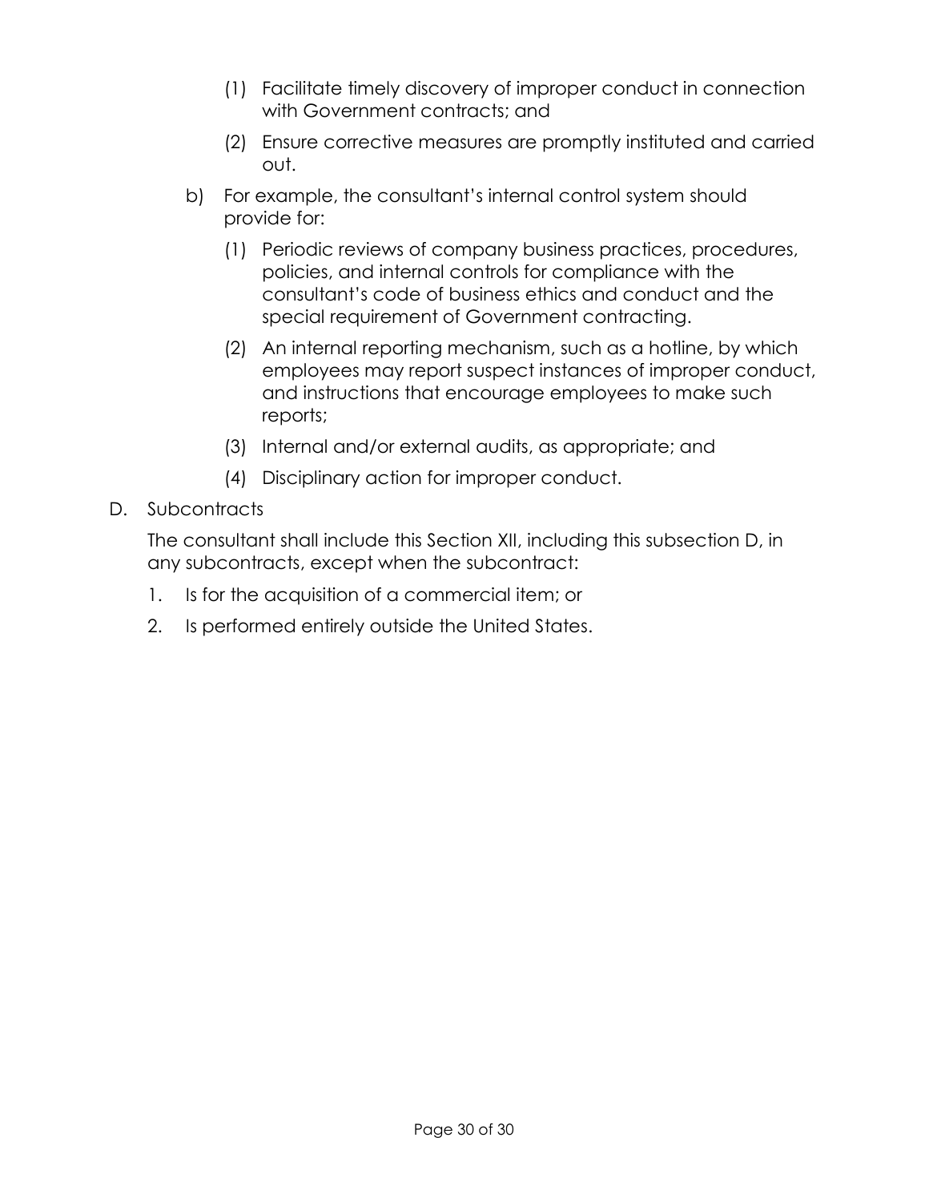(1) Facilitate timely discovery of improper conduct in connection with Government contracts; and

(2) Ensure corrective measures are promptly instituted and carried out.

b) For example, the consultant's internal control system should provide for:

(1) Periodic reviews of company business practices, procedures, policies, and internal controls for compliance with the consultant's code of business ethics and conduct and the special requirement of Government contracting.

(2) An internal reporting mechanism, such as a hotline, by which employees may report suspect instances of improper conduct, and instructions that encourage employees to make such reports;

(3) Internal and/or external audits, as appropriate; and

(4) Disciplinary action for improper conduct.

D. Subcontracts

The consultant shall include this Section XII, including this subsection D, in any subcontracts, except when the subcontract:

1. Is for the acquisition of a commercial item; or
2. Is performed entirely outside the United States.